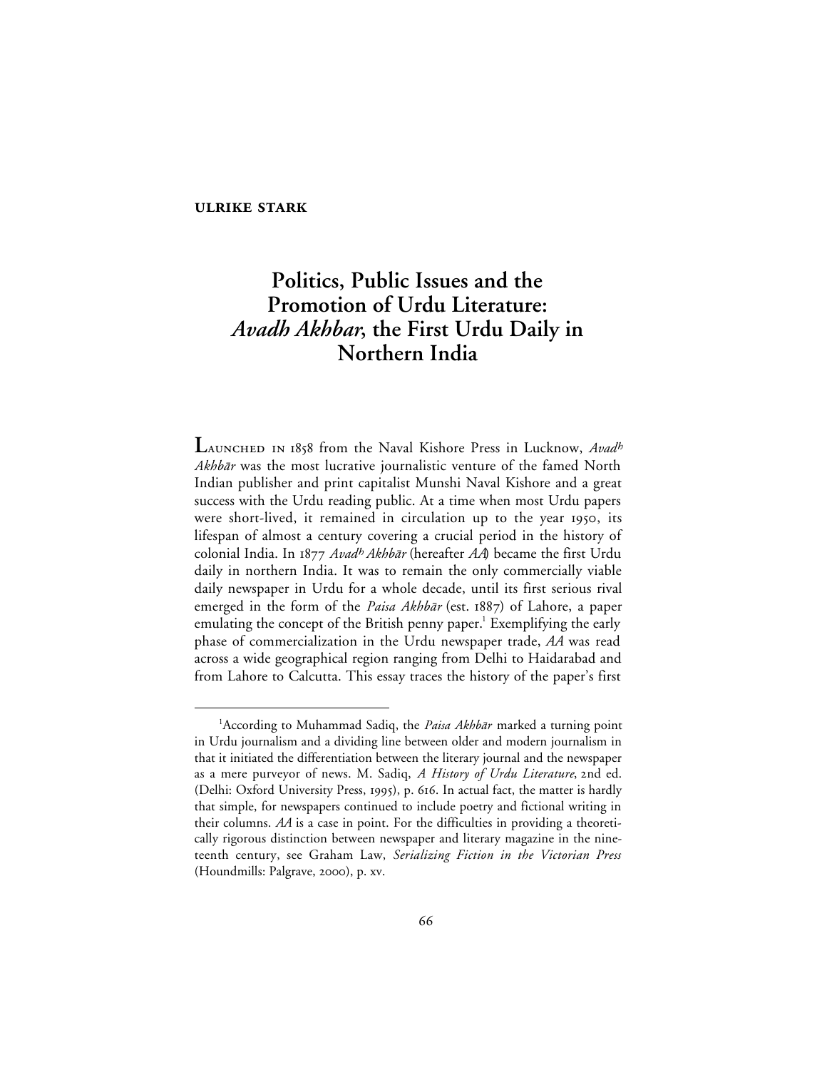**ULRIKE STARK**

# Politics, Public Issues and the Promotion of Urdu Literature: *Avadh Akhbar*, the First Urdu Daily in Northern India

LAUNCHED IN 1858 from the Naval Kishore Press in Lucknow, *Avadʰ Akhbār* was the most lucrative journalistic venture of the famed North Indian publisher and print capitalist Munshi Naval Kishore and a great success with the Urdu reading public. At a time when most Urdu papers were short-lived, it remained in circulation up to the year 1950, its lifespan of almost a century covering a crucial period in the history of colonial India. In 1877 *Avadʰ Akhbār* (hereafter *AA*) became the first Urdu daily in northern India. It was to remain the only commercially viable daily newspaper in Urdu for a whole decade, until its first serious rival emerged in the form of the *Paisa Akhbār* (est. 1887) of Lahore, a paper emulating the concept of the British penny paper.[1] Exemplifying the early phase of commercialization in the Urdu newspaper trade, *AA* was read across a wide geographical region ranging from Delhi to Haidarabad and from Lahore to Calcutta. This essay traces the history of the paper's first

---

[1]According to Muhammad Sadiq, the *Paisa Akhbār* marked a turning point in Urdu journalism and a dividing line between older and modern journalism in that it initiated the differentiation between the literary journal and the newspaper as a mere purveyor of news. M. Sadiq, *A History of Urdu Literature*, 2nd ed. (Delhi: Oxford University Press, 1995), p. 616. In actual fact, the matter is hardly that simple, for newspapers continued to include poetry and fictional writing in their columns. *AA* is a case in point. For the difficulties in providing a theoretically rigorous distinction between newspaper and literary magazine in the nineteenth century, see Graham Law, *Serializing Fiction in the Victorian Press* (Houndmills: Palgrave, 2000), p. xv.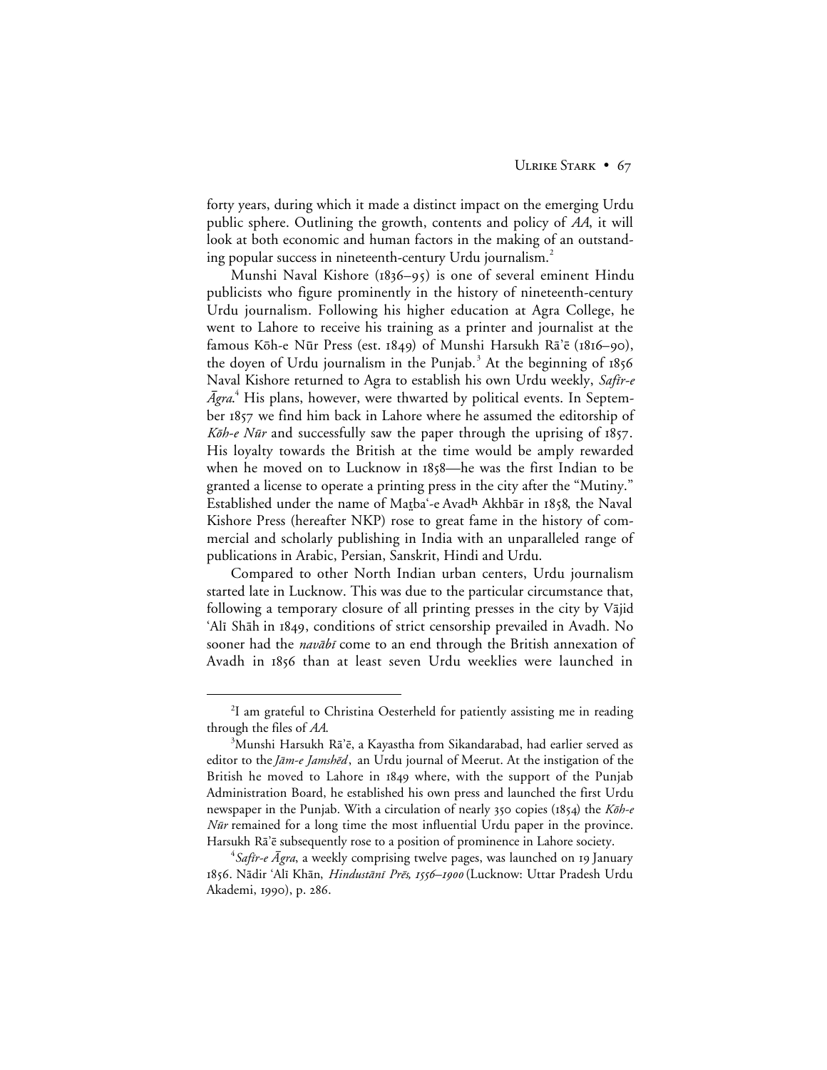forty years, during which it made a distinct impact on the emerging Urdu public sphere. Outlining the growth, contents and policy of *AA*, it will look at both economic and human factors in the making of an outstanding popular success in nineteenth-century Urdu journalism.[2]

Munshi Naval Kishore (1836–95) is one of several eminent Hindu publicists who figure prominently in the history of nineteenth-century Urdu journalism. Following his higher education at Agra College, he went to Lahore to receive his training as a printer and journalist at the famous Kōh-e Nūr Press (est. 1849) of Munshi Harsukh Rā'ē (1816–90), the doyen of Urdu journalism in the Punjab.[3] At the beginning of 1856 Naval Kishore returned to Agra to establish his own Urdu weekly, *Safīr-e Āgra*.[4] His plans, however, were thwarted by political events. In September 1857 we find him back in Lahore where he assumed the editorship of *Kōh-e Nūr* and successfully saw the paper through the uprising of 1857. His loyalty towards the British at the time would be amply rewarded when he moved on to Lucknow in 1858—he was the first Indian to be granted a license to operate a printing press in the city after the "Mutiny." Established under the name of Maṯba'-e Avadʰ Akhbār in 1858, the Naval Kishore Press (hereafter NKP) rose to great fame in the history of commercial and scholarly publishing in India with an unparalleled range of publications in Arabic, Persian, Sanskrit, Hindi and Urdu.

Compared to other North Indian urban centers, Urdu journalism started late in Lucknow. This was due to the particular circumstance that, following a temporary closure of all printing presses in the city by Vājid 'Alī Shāh in 1849, conditions of strict censorship prevailed in Avadh. No sooner had the *navābī* come to an end through the British annexation of Avadh in 1856 than at least seven Urdu weeklies were launched in

---

[2] I am grateful to Christina Oesterheld for patiently assisting me in reading through the files of *AA*.

[3] Munshi Harsukh Rā'ē, a Kayastha from Sikandarabad, had earlier served as editor to the *Jām-e Jamshēd*, an Urdu journal of Meerut. At the instigation of the British he moved to Lahore in 1849 where, with the support of the Punjab Administration Board, he established his own press and launched the first Urdu newspaper in the Punjab. With a circulation of nearly 350 copies (1854) the *Kōh-e Nūr* remained for a long time the most influential Urdu paper in the province. Harsukh Rā'ē subsequently rose to a position of prominence in Lahore society.

[4] *Safīr-e Āgra*, a weekly comprising twelve pages, was launched on 19 January 1856. Nādir 'Alī Khān, *Hindustānī Prēs, 1556–1900* (Lucknow: Uttar Pradesh Urdu Akademi, 1990), p. 286.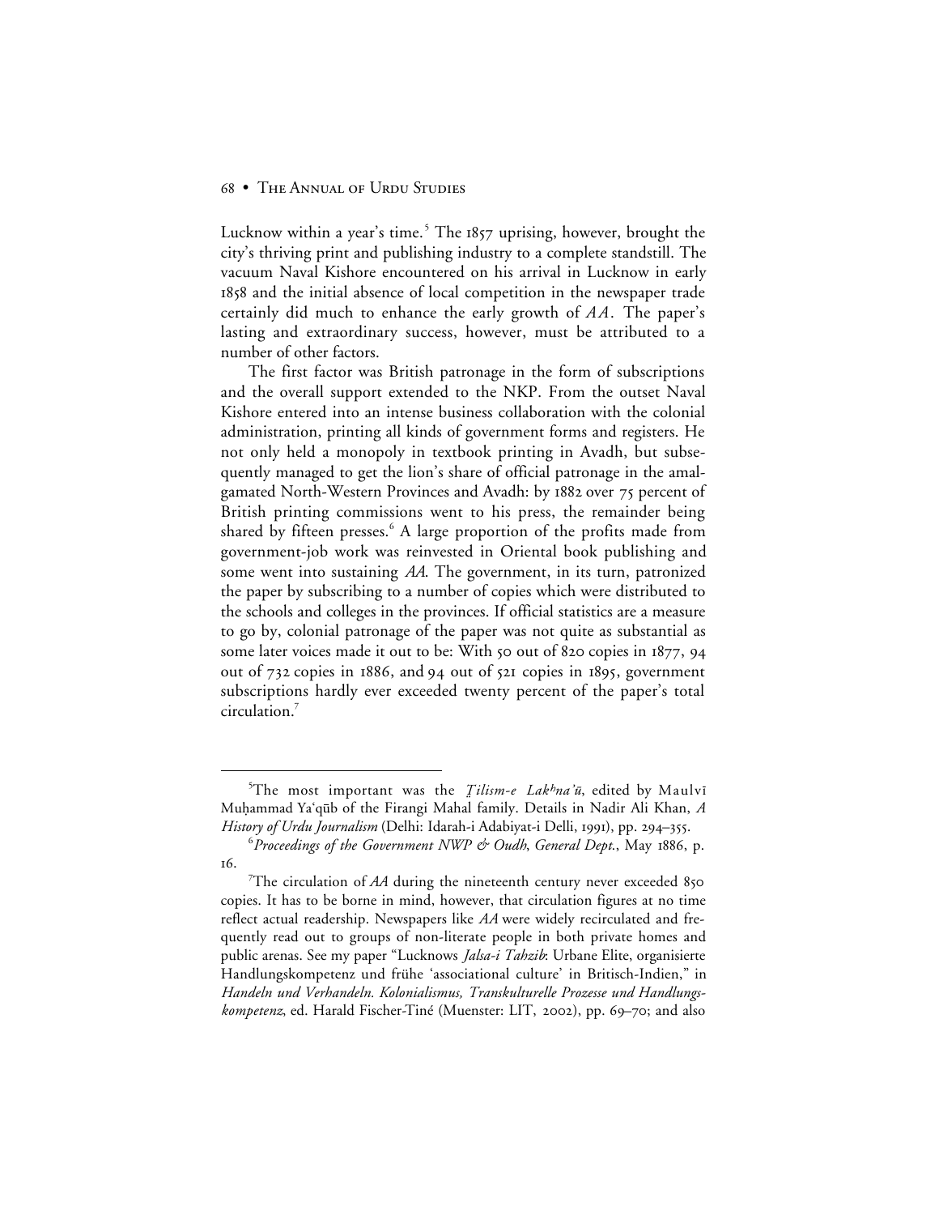Lucknow within a year's time.[5] The 1857 uprising, however, brought the city's thriving print and publishing industry to a complete standstill. The vacuum Naval Kishore encountered on his arrival in Lucknow in early 1858 and the initial absence of local competition in the newspaper trade certainly did much to enhance the early growth of *AA*. The paper's lasting and extraordinary success, however, must be attributed to a number of other factors.

The first factor was British patronage in the form of subscriptions and the overall support extended to the NKP. From the outset Naval Kishore entered into an intense business collaboration with the colonial administration, printing all kinds of government forms and registers. He not only held a monopoly in textbook printing in Avadh, but subsequently managed to get the lion's share of official patronage in the amalgamated North-Western Provinces and Avadh: by 1882 over 75 percent of British printing commissions went to his press, the remainder being shared by fifteen presses.[6] A large proportion of the profits made from government-job work was reinvested in Oriental book publishing and some went into sustaining *AA*. The government, in its turn, patronized the paper by subscribing to a number of copies which were distributed to the schools and colleges in the provinces. If official statistics are a measure to go by, colonial patronage of the paper was not quite as substantial as some later voices made it out to be: With 50 out of 820 copies in 1877, 94 out of 732 copies in 1886, and 94 out of 521 copies in 1895, government subscriptions hardly ever exceeded twenty percent of the paper's total circulation.[7]

---

[5] The most important was the *Ṭilism-e Lakʰna'ū*, edited by Maulvī Muḥammad Ya'qūb of the Firangi Mahal family. Details in Nadir Ali Khan, *A History of Urdu Journalism* (Delhi: Idarah-i Adabiyat-i Delli, 1991), pp. 294–355.

[6] *Proceedings of the Government NWP & Oudh, General Dept.*, May 1886, p. 16.

[7] The circulation of *AA* during the nineteenth century never exceeded 850 copies. It has to be borne in mind, however, that circulation figures at no time reflect actual readership. Newspapers like *AA* were widely recirculated and frequently read out to groups of non-literate people in both private homes and public arenas. See my paper "Lucknows *Jalsa-i Tahzib*: Urbane Elite, organisierte Handlungskompetenz und frühe 'associational culture' in Britisch-Indien," in *Handeln und Verhandeln. Kolonialismus, Transkulturelle Prozesse und Handlungskompetenz*, ed. Harald Fischer-Tiné (Muenster: LIT, 2002), pp. 69–70; and also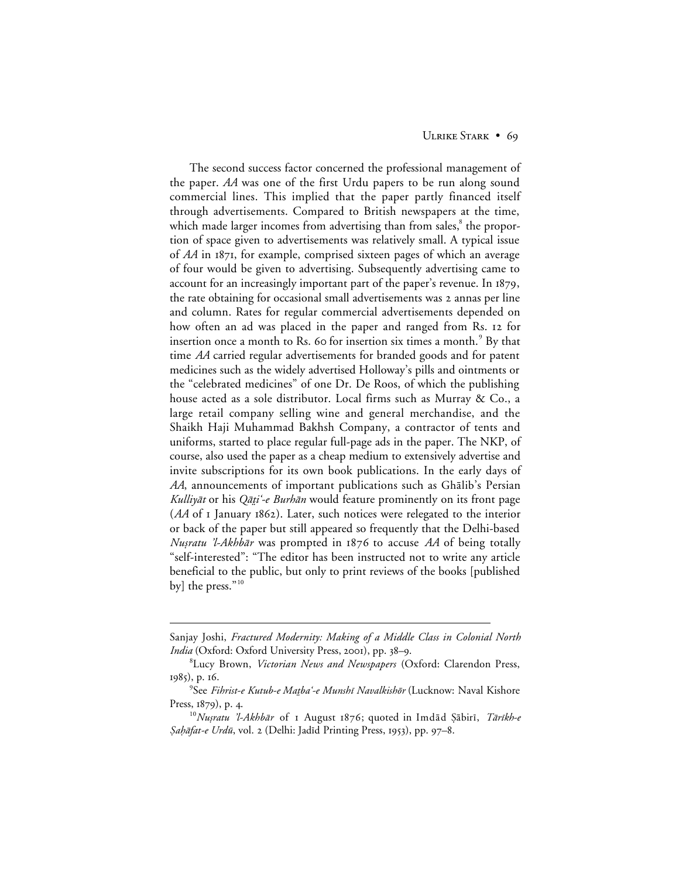The second success factor concerned the professional management of the paper. *AA* was one of the first Urdu papers to be run along sound commercial lines. This implied that the paper partly financed itself through advertisements. Compared to British newspapers at the time, which made larger incomes from advertising than from sales,[8] the proportion of space given to advertisements was relatively small. A typical issue of *AA* in 1871, for example, comprised sixteen pages of which an average of four would be given to advertising. Subsequently advertising came to account for an increasingly important part of the paper's revenue. In 1879, the rate obtaining for occasional small advertisements was 2 annas per line and column. Rates for regular commercial advertisements depended on how often an ad was placed in the paper and ranged from Rs. 12 for insertion once a month to Rs. 60 for insertion six times a month.[9] By that time *AA* carried regular advertisements for branded goods and for patent medicines such as the widely advertised Holloway's pills and ointments or the "celebrated medicines" of one Dr. De Roos, of which the publishing house acted as a sole distributor. Local firms such as Murray & Co., a large retail company selling wine and general merchandise, and the Shaikh Haji Muhammad Bakhsh Company, a contractor of tents and uniforms, started to place regular full-page ads in the paper. The NKP, of course, also used the paper as a cheap medium to extensively advertise and invite subscriptions for its own book publications. In the early days of *AA*, announcements of important publications such as Ghālib's Persian *Kulliyāt* or his *Qāṭi'-e Burhān* would feature prominently on its front page (*AA* of 1 January 1862). Later, such notices were relegated to the interior or back of the paper but still appeared so frequently that the Delhi-based *Nuṣratu 'l-Akhbār* was prompted in 1876 to accuse *AA* of being totally "self-interested": "The editor has been instructed not to write any article beneficial to the public, but only to print reviews of the books [published by] the press."[10]

---

Sanjay Joshi, *Fractured Modernity: Making of a Middle Class in Colonial North India* (Oxford: Oxford University Press, 2001), pp. 38–9.

[8] Lucy Brown, *Victorian News and Newspapers* (Oxford: Clarendon Press, 1985), p. 16.

[9] See *Fihrist-e Kutub-e Maṭba'-e Munshī Navalkishōr* (Lucknow: Naval Kishore Press, 1879), p. 4.

[10] *Nuṣratu 'l-Akhbār* of 1 August 1876; quoted in Imdād Ṣābirī, *Tārīkh-e Ṣaḥāfat-e Urdū*, vol. 2 (Delhi: Jadīd Printing Press, 1953), pp. 97–8.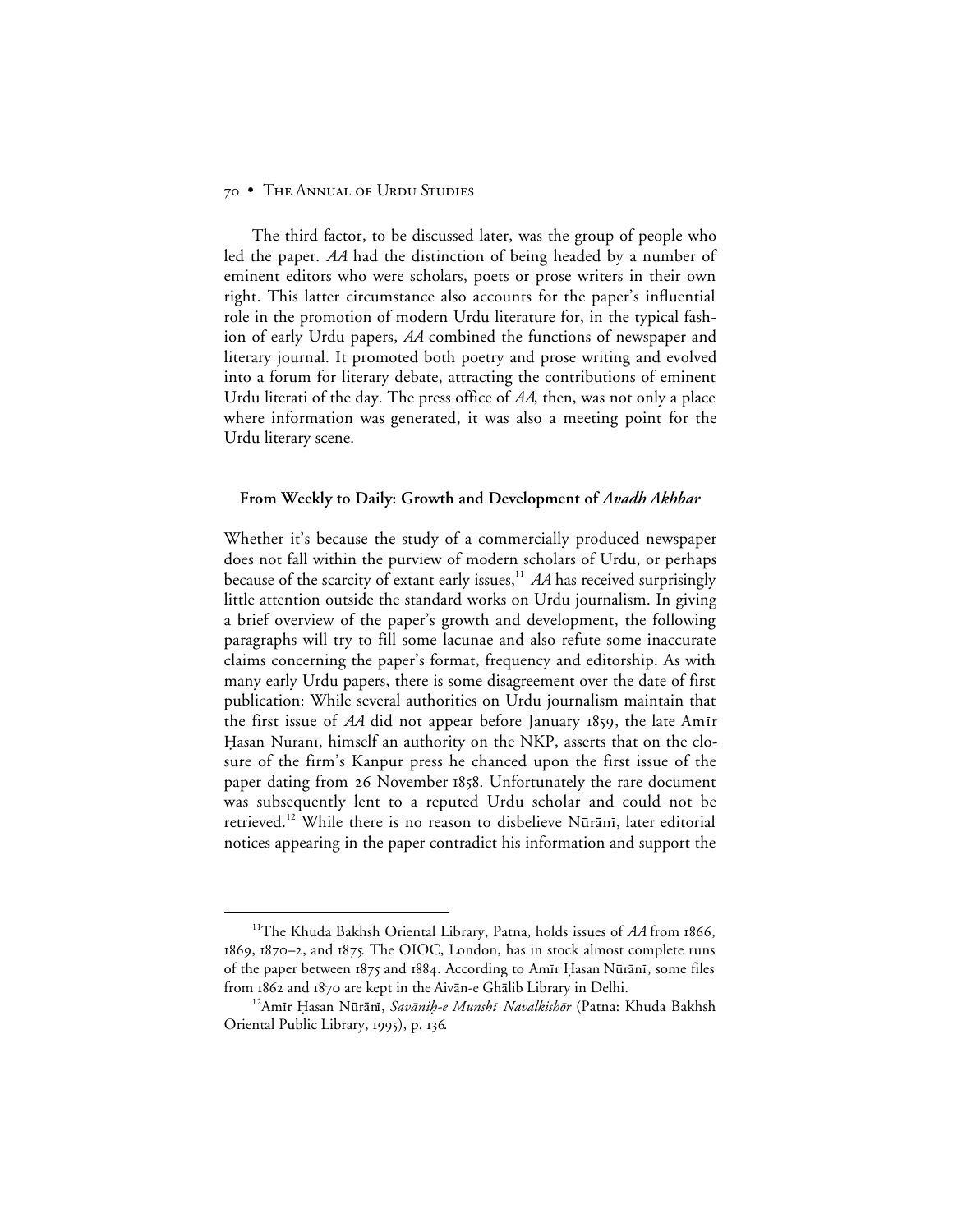The third factor, to be discussed later, was the group of people who led the paper. *AA* had the distinction of being headed by a number of eminent editors who were scholars, poets or prose writers in their own right. This latter circumstance also accounts for the paper's influential role in the promotion of modern Urdu literature for, in the typical fashion of early Urdu papers, *AA* combined the functions of newspaper and literary journal. It promoted both poetry and prose writing and evolved into a forum for literary debate, attracting the contributions of eminent Urdu literati of the day. The press office of *AA*, then, was not only a place where information was generated, it was also a meeting point for the Urdu literary scene.

### From Weekly to Daily: Growth and Development of *Avadh Akhbar*

Whether it's because the study of a commercially produced newspaper does not fall within the purview of modern scholars of Urdu, or perhaps because of the scarcity of extant early issues,[11] *AA* has received surprisingly little attention outside the standard works on Urdu journalism. In giving a brief overview of the paper's growth and development, the following paragraphs will try to fill some lacunae and also refute some inaccurate claims concerning the paper's format, frequency and editorship. As with many early Urdu papers, there is some disagreement over the date of first publication: While several authorities on Urdu journalism maintain that the first issue of *AA* did not appear before January 1859, the late Amīr Ḥasan Nūrānī, himself an authority on the NKP, asserts that on the closure of the firm's Kanpur press he chanced upon the first issue of the paper dating from 26 November 1858. Unfortunately the rare document was subsequently lent to a reputed Urdu scholar and could not be retrieved.[12] While there is no reason to disbelieve Nūrānī, later editorial notices appearing in the paper contradict his information and support the

---

[11]The Khuda Bakhsh Oriental Library, Patna, holds issues of *AA* from 1866, 1869, 1870–2, and 1875. The OIOC, London, has in stock almost complete runs of the paper between 1875 and 1884. According to Amīr Ḥasan Nūrānī, some files from 1862 and 1870 are kept in the Aivān-e Ghālib Library in Delhi.

[12]Amīr Ḥasan Nūrānī, *Savāniḥ-e Munshī Navalkishōr* (Patna: Khuda Bakhsh Oriental Public Library, 1995), p. 136.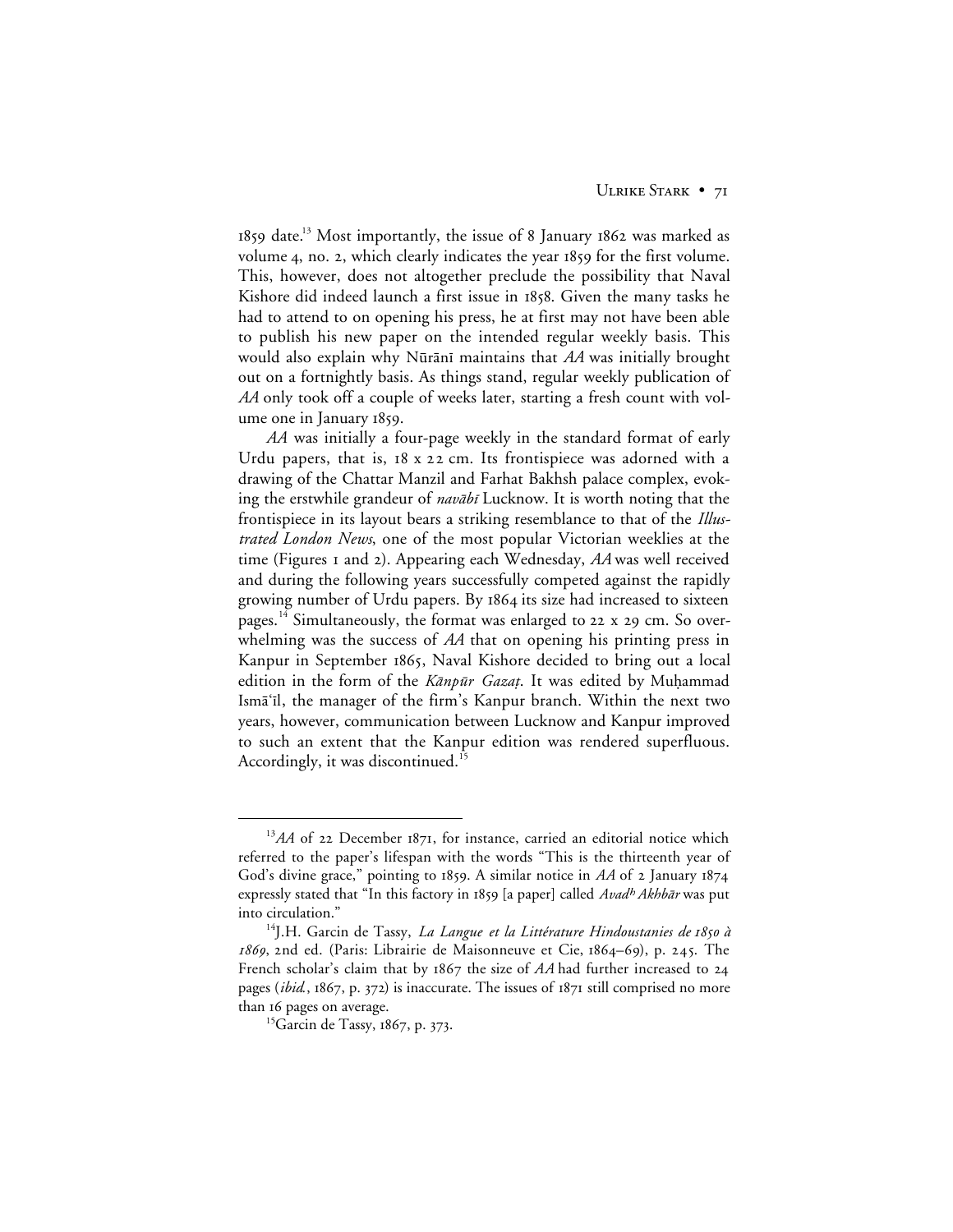1859 date.[13] Most importantly, the issue of 8 January 1862 was marked as volume 4, no. 2, which clearly indicates the year 1859 for the first volume. This, however, does not altogether preclude the possibility that Naval Kishore did indeed launch a first issue in 1858. Given the many tasks he had to attend to on opening his press, he at first may not have been able to publish his new paper on the intended regular weekly basis. This would also explain why Nūrānī maintains that *AA* was initially brought out on a fortnightly basis. As things stand, regular weekly publication of *AA* only took off a couple of weeks later, starting a fresh count with volume one in January 1859.

*AA* was initially a four-page weekly in the standard format of early Urdu papers, that is, 18 x 22 cm. Its frontispiece was adorned with a drawing of the Chattar Manzil and Farhat Bakhsh palace complex, evoking the erstwhile grandeur of *navābī* Lucknow. It is worth noting that the frontispiece in its layout bears a striking resemblance to that of the *Illustrated London News*, one of the most popular Victorian weeklies at the time (Figures 1 and 2). Appearing each Wednesday, *AA* was well received and during the following years successfully competed against the rapidly growing number of Urdu papers. By 1864 its size had increased to sixteen pages.[14] Simultaneously, the format was enlarged to 22 x 29 cm. So overwhelming was the success of *AA* that on opening his printing press in Kanpur in September 1865, Naval Kishore decided to bring out a local edition in the form of the *Kānpūr Gazaṭ*. It was edited by Muḥammad Ismā'īl, the manager of the firm's Kanpur branch. Within the next two years, however, communication between Lucknow and Kanpur improved to such an extent that the Kanpur edition was rendered superfluous. Accordingly, it was discontinued.[15]

---

[13] *AA* of 22 December 1871, for instance, carried an editorial notice which referred to the paper's lifespan with the words "This is the thirteenth year of God's divine grace," pointing to 1859. A similar notice in *AA* of 2 January 1874 expressly stated that "In this factory in 1859 [a paper] called *Avadh Akhbār* was put into circulation."

[14] J.H. Garcin de Tassy, *La Langue et la Littérature Hindoustanies de 1850 à 1869*, 2nd ed. (Paris: Librairie de Maisonneuve et Cie, 1864–69), p. 245. The French scholar's claim that by 1867 the size of *AA* had further increased to 24 pages (*ibid.*, 1867, p. 372) is inaccurate. The issues of 1871 still comprised no more than 16 pages on average.

[15] Garcin de Tassy, 1867, p. 373.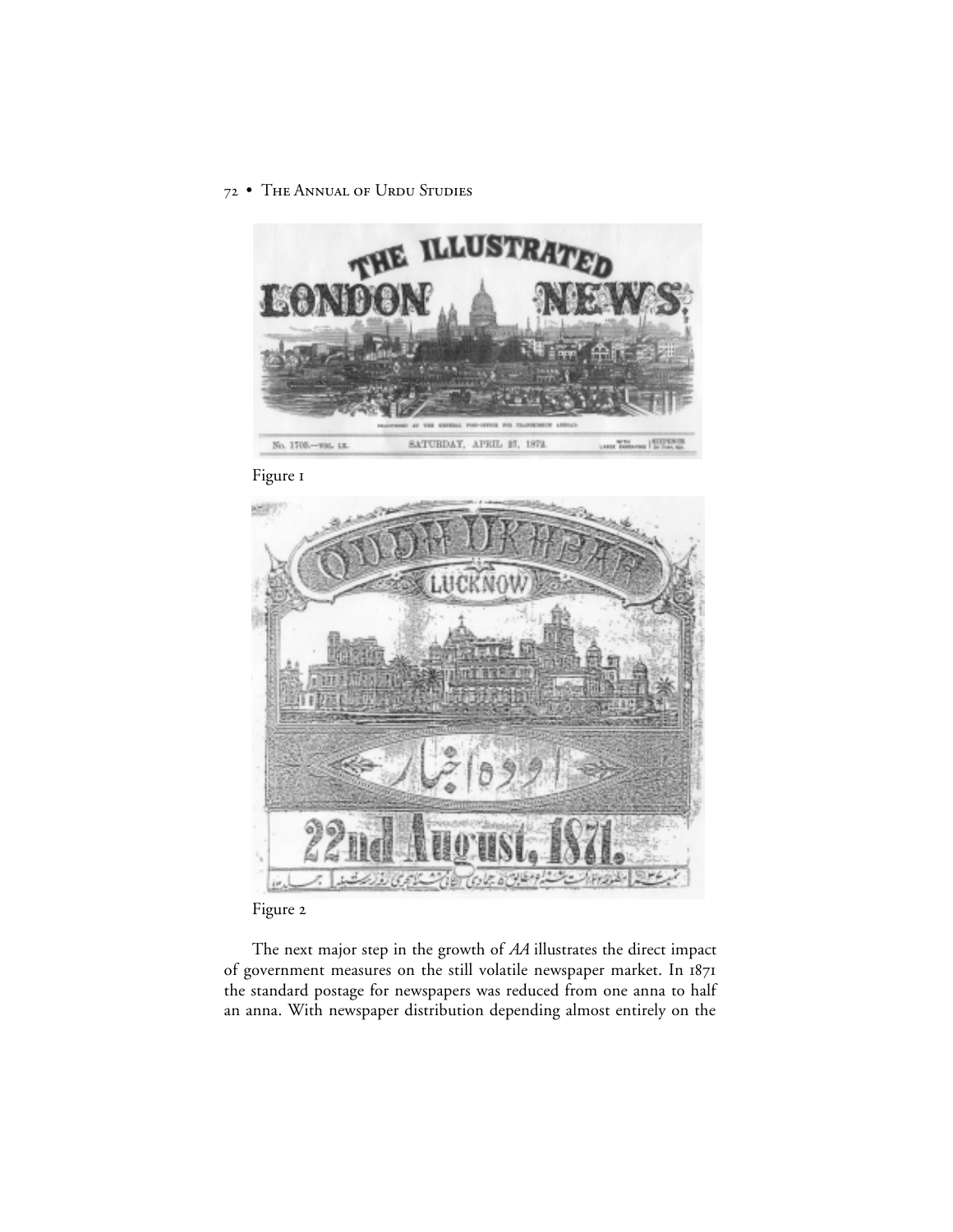Figure 1

Figure 2

The next major step in the growth of *AA* illustrates the direct impact of government measures on the still volatile newspaper market. In 1871 the standard postage for newspapers was reduced from one anna to half an anna. With newspaper distribution depending almost entirely on the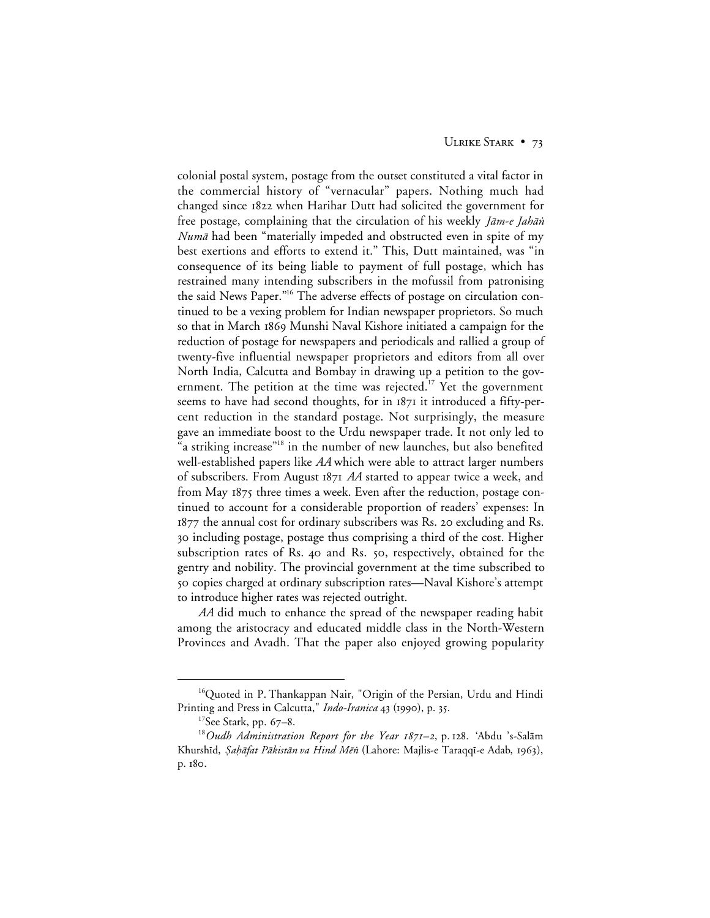colonial postal system, postage from the outset constituted a vital factor in the commercial history of "vernacular" papers. Nothing much had changed since 1822 when Harihar Dutt had solicited the government for free postage, complaining that the circulation of his weekly *Jām-e Jahāṅ Numā* had been "materially impeded and obstructed even in spite of my best exertions and efforts to extend it." This, Dutt maintained, was "in consequence of its being liable to payment of full postage, which has restrained many intending subscribers in the mofussil from patronising the said News Paper."[16] The adverse effects of postage on circulation continued to be a vexing problem for Indian newspaper proprietors. So much so that in March 1869 Munshi Naval Kishore initiated a campaign for the reduction of postage for newspapers and periodicals and rallied a group of twenty-five influential newspaper proprietors and editors from all over North India, Calcutta and Bombay in drawing up a petition to the government. The petition at the time was rejected.[17] Yet the government seems to have had second thoughts, for in 1871 it introduced a fifty-percent reduction in the standard postage. Not surprisingly, the measure gave an immediate boost to the Urdu newspaper trade. It not only led to "a striking increase"[18] in the number of new launches, but also benefited well-established papers like *AA* which were able to attract larger numbers of subscribers. From August 1871 *AA* started to appear twice a week, and from May 1875 three times a week. Even after the reduction, postage continued to account for a considerable proportion of readers' expenses: In 1877 the annual cost for ordinary subscribers was Rs. 20 excluding and Rs. 30 including postage, postage thus comprising a third of the cost. Higher subscription rates of Rs. 40 and Rs. 50, respectively, obtained for the gentry and nobility. The provincial government at the time subscribed to 50 copies charged at ordinary subscription rates—Naval Kishore's attempt to introduce higher rates was rejected outright.

*AA* did much to enhance the spread of the newspaper reading habit among the aristocracy and educated middle class in the North-Western Provinces and Avadh. That the paper also enjoyed growing popularity

---

[16] Quoted in P. Thankappan Nair, "Origin of the Persian, Urdu and Hindi Printing and Press in Calcutta," *Indo-Iranica* 43 (1990), p. 35.

[17] See Stark, pp. 67–8.

[18] *Oudh Administration Report for the Year 1871–2*, p. 128. ʿAbdu 's-Salām Khurshīd, *Ṣaḥāfat Pākistān va Hind Mēṅ* (Lahore: Majlis-e Taraqqī-e Adab, 1963), p. 180.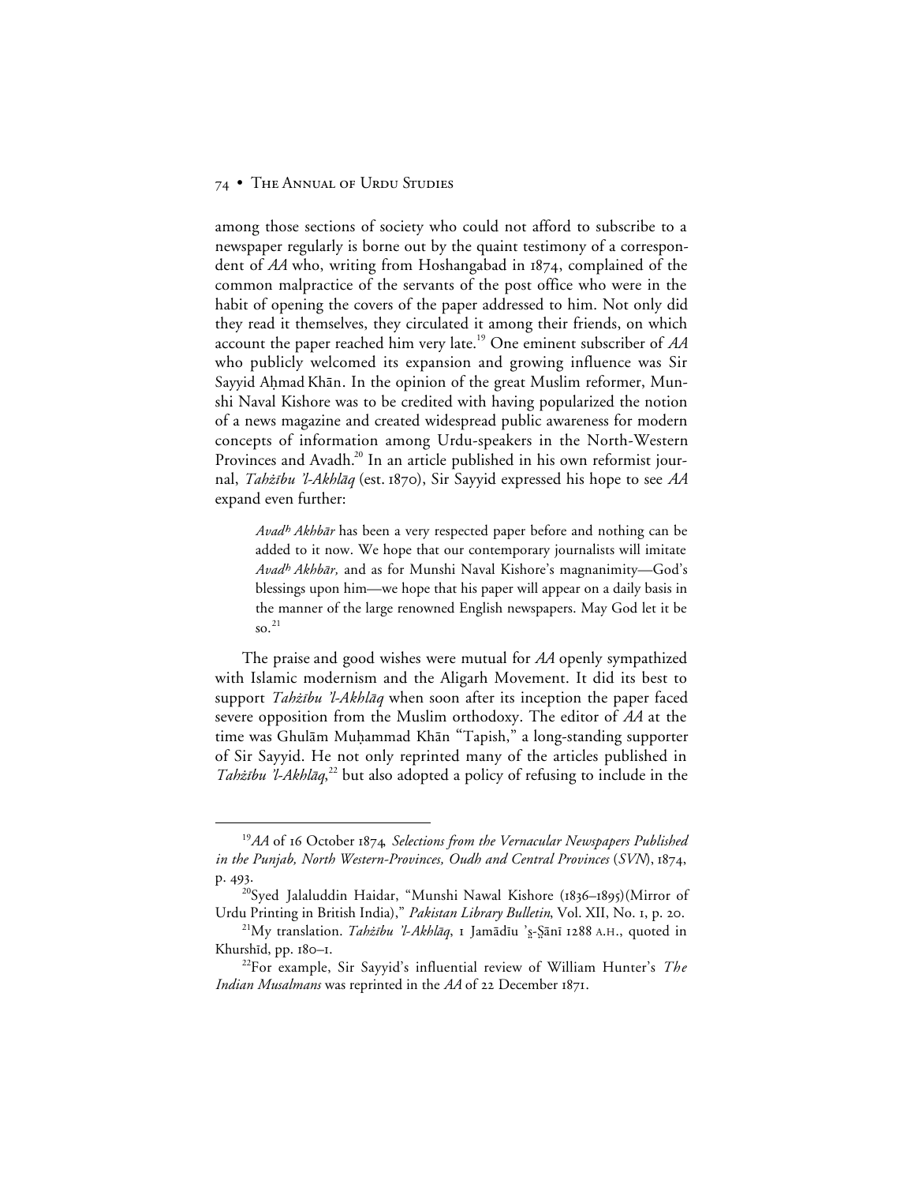among those sections of society who could not afford to subscribe to a newspaper regularly is borne out by the quaint testimony of a correspondent of *AA* who, writing from Hoshangabad in 1874, complained of the common malpractice of the servants of the post office who were in the habit of opening the covers of the paper addressed to him. Not only did they read it themselves, they circulated it among their friends, on which account the paper reached him very late.[19] One eminent subscriber of *AA* who publicly welcomed its expansion and growing influence was Sir Sayyid Aḥmad Khān. In the opinion of the great Muslim reformer, Munshi Naval Kishore was to be credited with having popularized the notion of a news magazine and created widespread public awareness for modern concepts of information among Urdu-speakers in the North-Western Provinces and Avadh.[20] In an article published in his own reformist journal, *Tahżību 'l-Akhlāq* (est. 1870), Sir Sayyid expressed his hope to see *AA* expand even further:

> *Avadh Akhbār* has been a very respected paper before and nothing can be added to it now. We hope that our contemporary journalists will imitate *Avadh Akhbār,* and as for Munshi Naval Kishore's magnanimity—God's blessings upon him—we hope that his paper will appear on a daily basis in the manner of the large renowned English newspapers. May God let it be so.[21]

The praise and good wishes were mutual for *AA* openly sympathized with Islamic modernism and the Aligarh Movement. It did its best to support *Tahżību 'l-Akhlāq* when soon after its inception the paper faced severe opposition from the Muslim orthodoxy. The editor of *AA* at the time was Ghulām Muḥammad Khān "Tapish," a long-standing supporter of Sir Sayyid. He not only reprinted many of the articles published in *Tahżību 'l-Akhlāq*,[22] but also adopted a policy of refusing to include in the

---

[19] *AA* of 16 October 1874, *Selections from the Vernacular Newspapers Published in the Punjab, North Western-Provinces, Oudh and Central Provinces* (*SVN*), 1874, p. 493.

[20] Syed Jalaluddin Haidar, "Munshi Nawal Kishore (1836–1895)(Mirror of Urdu Printing in British India)," *Pakistan Library Bulletin*, Vol. XII, No. 1, p. 20.

[21] My translation. *Tahżību 'l-Akhlāq*, 1 Jamādīu 'ṡ-Ṡānī 1288 A.H., quoted in Khurshīd, pp. 180–1.

[22] For example, Sir Sayyid's influential review of William Hunter's *The Indian Musalmans* was reprinted in the *AA* of 22 December 1871.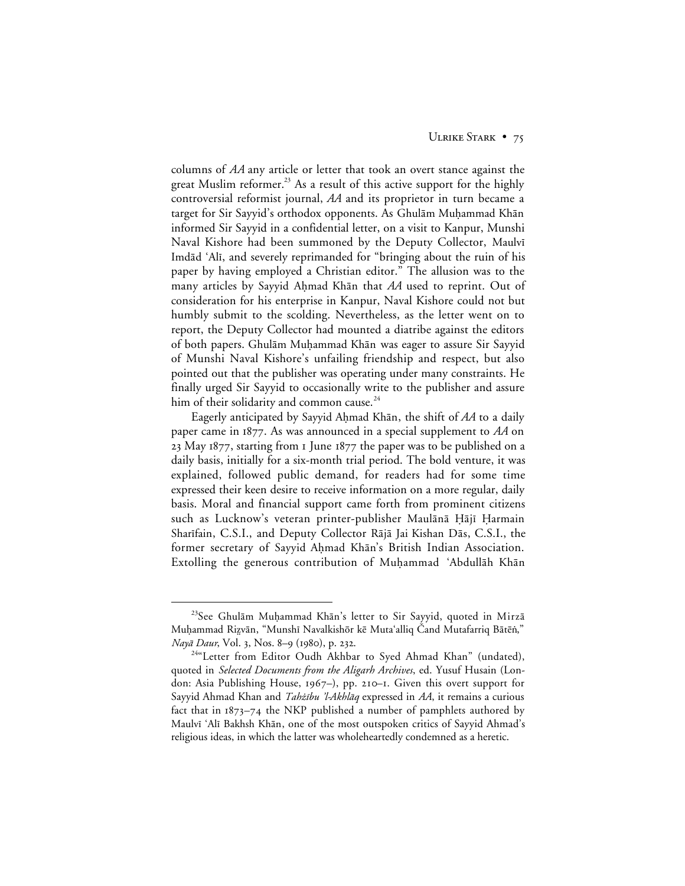columns of *AA* any article or letter that took an overt stance against the great Muslim reformer.[23] As a result of this active support for the highly controversial reformist journal, *AA* and its proprietor in turn became a target for Sir Sayyid's orthodox opponents. As Ghulām Muḥammad Khān informed Sir Sayyid in a confidential letter, on a visit to Kanpur, Munshi Naval Kishore had been summoned by the Deputy Collector, Maulvī Imdād 'Alī, and severely reprimanded for "bringing about the ruin of his paper by having employed a Christian editor." The allusion was to the many articles by Sayyid Aḥmad Khān that *AA* used to reprint. Out of consideration for his enterprise in Kanpur, Naval Kishore could not but humbly submit to the scolding. Nevertheless, as the letter went on to report, the Deputy Collector had mounted a diatribe against the editors of both papers. Ghulām Muḥammad Khān was eager to assure Sir Sayyid of Munshi Naval Kishore's unfailing friendship and respect, but also pointed out that the publisher was operating under many constraints. He finally urged Sir Sayyid to occasionally write to the publisher and assure him of their solidarity and common cause.[24]

Eagerly anticipated by Sayyid Aḥmad Khān, the shift of *AA* to a daily paper came in 1877. As was announced in a special supplement to *AA* on 23 May 1877, starting from 1 June 1877 the paper was to be published on a daily basis, initially for a six-month trial period. The bold venture, it was explained, followed public demand, for readers had for some time expressed their keen desire to receive information on a more regular, daily basis. Moral and financial support came forth from prominent citizens such as Lucknow's veteran printer-publisher Maulānā Ḥājī Ḥarmain Sharīfain, C.S.I., and Deputy Collector Rājā Jai Kishan Dās, C.S.I., the former secretary of Sayyid Aḥmad Khān's British Indian Association. Extolling the generous contribution of Muḥammad 'Abdullāh Khān

---

[23]See Ghulām Muḥammad Khān's letter to Sir Sayyid, quoted in Mirzā Muḥammad Riẓvān, "Munshī Navalkishōr kē Muta'alliq Čand Mutafarriq Bātēṅ," *Nayā Daur*, Vol. 3, Nos. 8–9 (1980), p. 232.

[24]"Letter from Editor Oudh Akhbar to Syed Ahmad Khan" (undated), quoted in *Selected Documents from the Aligarh Archives*, ed. Yusuf Husain (London: Asia Publishing House, 1967–), pp. 210–1. Given this overt support for Sayyid Ahmad Khan and *Tahẕību 'l-Akhlāq* expressed in *AA*, it remains a curious fact that in 1873–74 the NKP published a number of pamphlets authored by Maulvī 'Alī Bakhsh Khān, one of the most outspoken critics of Sayyid Ahmad's religious ideas, in which the latter was wholeheartedly condemned as a heretic.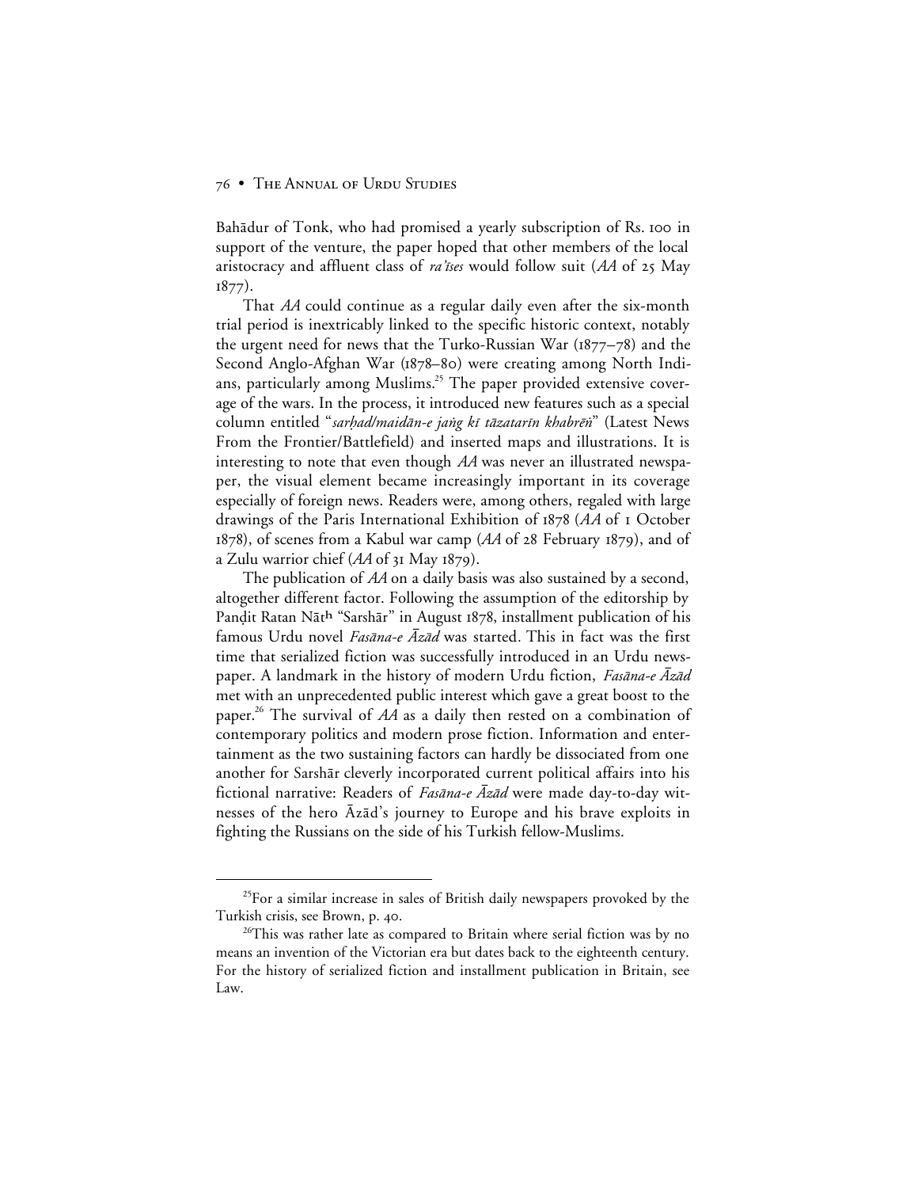Bahādur of Tonk, who had promised a yearly subscription of Rs. 100 in support of the venture, the paper hoped that other members of the local aristocracy and affluent class of *ra'īses* would follow suit (*AA* of 25 May 1877).

That *AA* could continue as a regular daily even after the six-month trial period is inextricably linked to the specific historic context, notably the urgent need for news that the Turko-Russian War (1877–78) and the Second Anglo-Afghan War (1878–80) were creating among North Indians, particularly among Muslims.[25] The paper provided extensive coverage of the wars. In the process, it introduced new features such as a special column entitled "*sarḥad/maidān-e jang kī tāzatarīn khabrēn*" (Latest News From the Frontier/Battlefield) and inserted maps and illustrations. It is interesting to note that even though *AA* was never an illustrated newspaper, the visual element became increasingly important in its coverage especially of foreign news. Readers were, among others, regaled with large drawings of the Paris International Exhibition of 1878 (*AA* of 1 October 1878), of scenes from a Kabul war camp (*AA* of 28 February 1879), and of a Zulu warrior chief (*AA* of 31 May 1879).

The publication of *AA* on a daily basis was also sustained by a second, altogether different factor. Following the assumption of the editorship by Panḍit Ratan Nāth "Sarshār" in August 1878, installment publication of his famous Urdu novel *Fasāna-e Āzād* was started. This in fact was the first time that serialized fiction was successfully introduced in an Urdu newspaper. A landmark in the history of modern Urdu fiction, *Fasāna-e Āzād* met with an unprecedented public interest which gave a great boost to the paper.[26] The survival of *AA* as a daily then rested on a combination of contemporary politics and modern prose fiction. Information and entertainment as the two sustaining factors can hardly be dissociated from one another for Sarshār cleverly incorporated current political affairs into his fictional narrative: Readers of *Fasāna-e Āzād* were made day-to-day witnesses of the hero Āzād's journey to Europe and his brave exploits in fighting the Russians on the side of his Turkish fellow-Muslims.

---

[25]For a similar increase in sales of British daily newspapers provoked by the Turkish crisis, see Brown, p. 40.

[26]This was rather late as compared to Britain where serial fiction was by no means an invention of the Victorian era but dates back to the eighteenth century. For the history of serialized fiction and installment publication in Britain, see Law.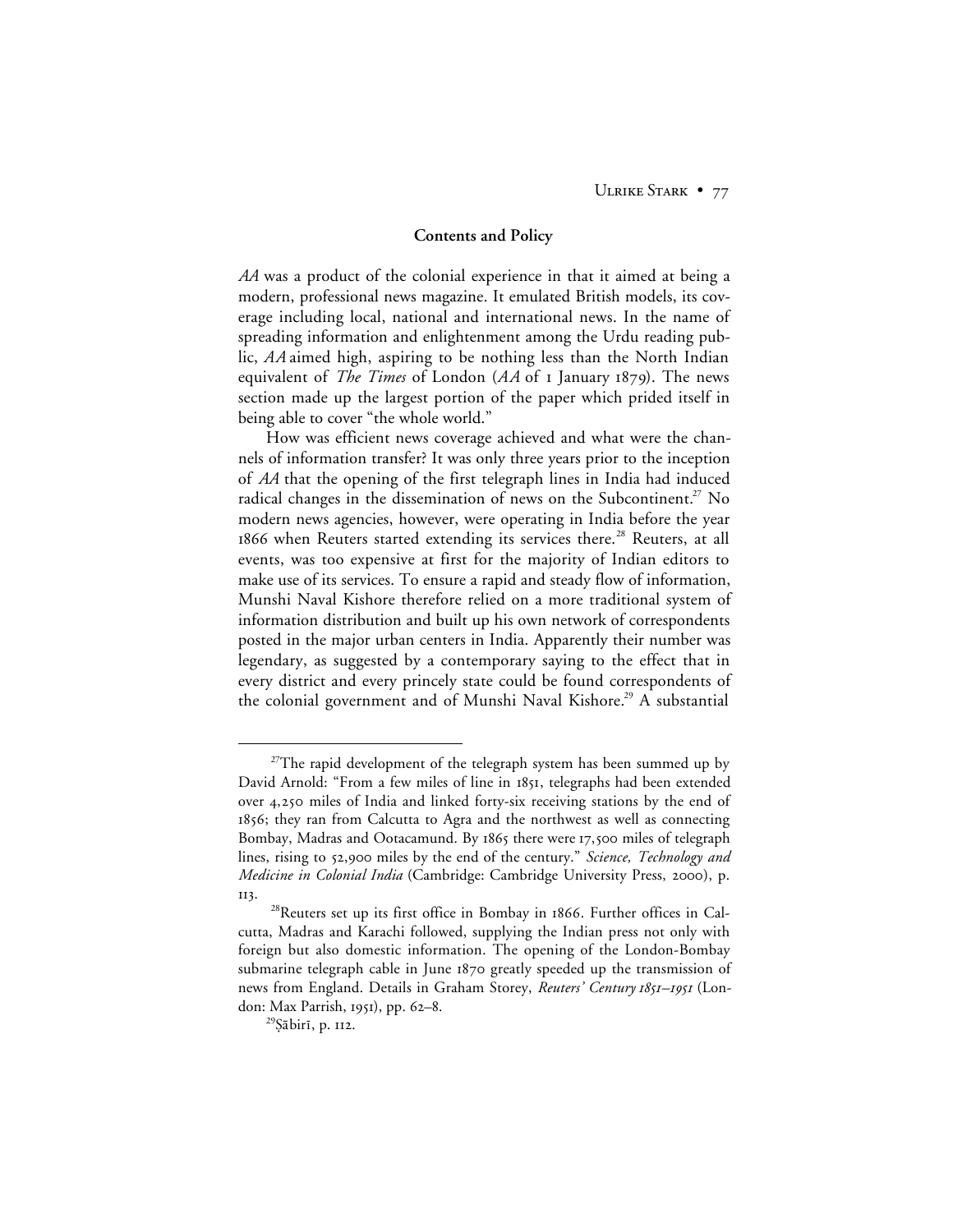### Contents and Policy

*AA* was a product of the colonial experience in that it aimed at being a modern, professional news magazine. It emulated British models, its coverage including local, national and international news. In the name of spreading information and enlightenment among the Urdu reading public, *AA* aimed high, aspiring to be nothing less than the North Indian equivalent of *The Times* of London (*AA* of 1 January 1879). The news section made up the largest portion of the paper which prided itself in being able to cover "the whole world."

How was efficient news coverage achieved and what were the channels of information transfer? It was only three years prior to the inception of *AA* that the opening of the first telegraph lines in India had induced radical changes in the dissemination of news on the Subcontinent.[27] No modern news agencies, however, were operating in India before the year 1866 when Reuters started extending its services there.[28] Reuters, at all events, was too expensive at first for the majority of Indian editors to make use of its services. To ensure a rapid and steady flow of information, Munshi Naval Kishore therefore relied on a more traditional system of information distribution and built up his own network of correspondents posted in the major urban centers in India. Apparently their number was legendary, as suggested by a contemporary saying to the effect that in every district and every princely state could be found correspondents of the colonial government and of Munshi Naval Kishore.[29] A substantial

---

[27]The rapid development of the telegraph system has been summed up by David Arnold: "From a few miles of line in 1851, telegraphs had been extended over 4,250 miles of India and linked forty-six receiving stations by the end of 1856; they ran from Calcutta to Agra and the northwest as well as connecting Bombay, Madras and Ootacamund. By 1865 there were 17,500 miles of telegraph lines, rising to 52,900 miles by the end of the century." *Science, Technology and Medicine in Colonial India* (Cambridge: Cambridge University Press, 2000), p. 113.

[28]Reuters set up its first office in Bombay in 1866. Further offices in Calcutta, Madras and Karachi followed, supplying the Indian press not only with foreign but also domestic information. The opening of the London-Bombay submarine telegraph cable in June 1870 greatly speeded up the transmission of news from England. Details in Graham Storey, *Reuters' Century 1851–1951* (London: Max Parrish, 1951), pp. 62–8.

[29]Ṣābirī, p. 112.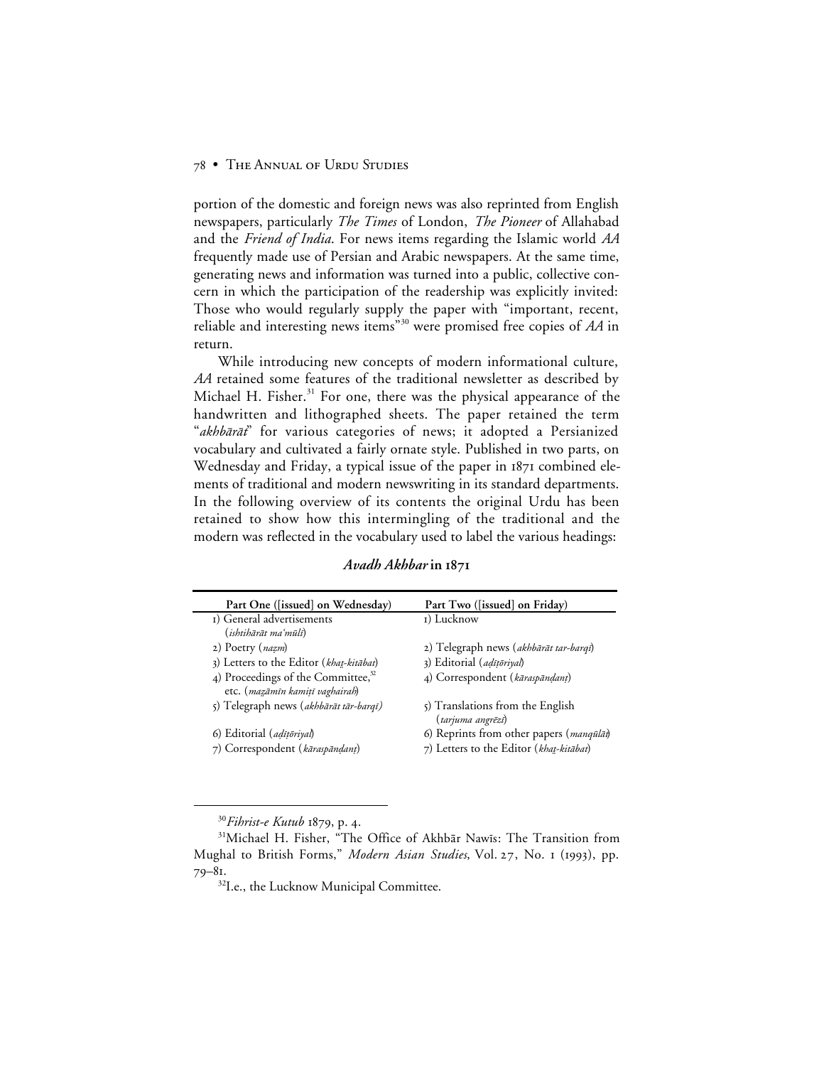portion of the domestic and foreign news was also reprinted from English newspapers, particularly *The Times* of London, *The Pioneer* of Allahabad and the *Friend of India*. For news items regarding the Islamic world *AA* frequently made use of Persian and Arabic newspapers. At the same time, generating news and information was turned into a public, collective concern in which the participation of the readership was explicitly invited: Those who would regularly supply the paper with "important, recent, reliable and interesting news items"[30] were promised free copies of *AA* in return.

While introducing new concepts of modern informational culture, *AA* retained some features of the traditional newsletter as described by Michael H. Fisher.[31] For one, there was the physical appearance of the handwritten and lithographed sheets. The paper retained the term "*akhbārāt*" for various categories of news; it adopted a Persianized vocabulary and cultivated a fairly ornate style. Published in two parts, on Wednesday and Friday, a typical issue of the paper in 1871 combined elements of traditional and modern newswriting in its standard departments. In the following overview of its contents the original Urdu has been retained to show how this intermingling of the traditional and the modern was reflected in the vocabulary used to label the various headings:

***Avadh Akhbar* in 1871**

| Part One ([issued] on Wednesday) | Part Two ([issued] on Friday) |
|---|---|
| 1) General advertisements (*ishtihārāt ma'mūlī*) | 1) Lucknow |
| 2) Poetry (*naẓm*) | 2) Telegraph news (*akhbārāt tar-barqī*) |
| 3) Letters to the Editor (*khaṭ-kitābat*) | 3) Editorial (*aḍīṭōriyal*) |
| 4) Proceedings of the Committee,[32] etc. (*maẓāmīn kamiṭī vaghairah*) | 4) Correspondent (*kāraspānḍanṭ*) |
| 5) Telegraph news (*akhbārāt tār-barqī)* | 5) Translations from the English (*tarjuma angrēzī*) |
| 6) Editorial (*aḍīṭōriyal*) | 6) Reprints from other papers (*manqūlāt*) |
| 7) Correspondent (*kāraspānḍanṭ*) | 7) Letters to the Editor (*khaṭ-kitābat*) |

---

[30] *Fihrist-e Kutub* 1879, p. 4.

[31] Michael H. Fisher, "The Office of Akhbār Nawīs: The Transition from Mughal to British Forms," *Modern Asian Studies*, Vol. 27, No. 1 (1993), pp. 79–81.

[32] I.e., the Lucknow Municipal Committee.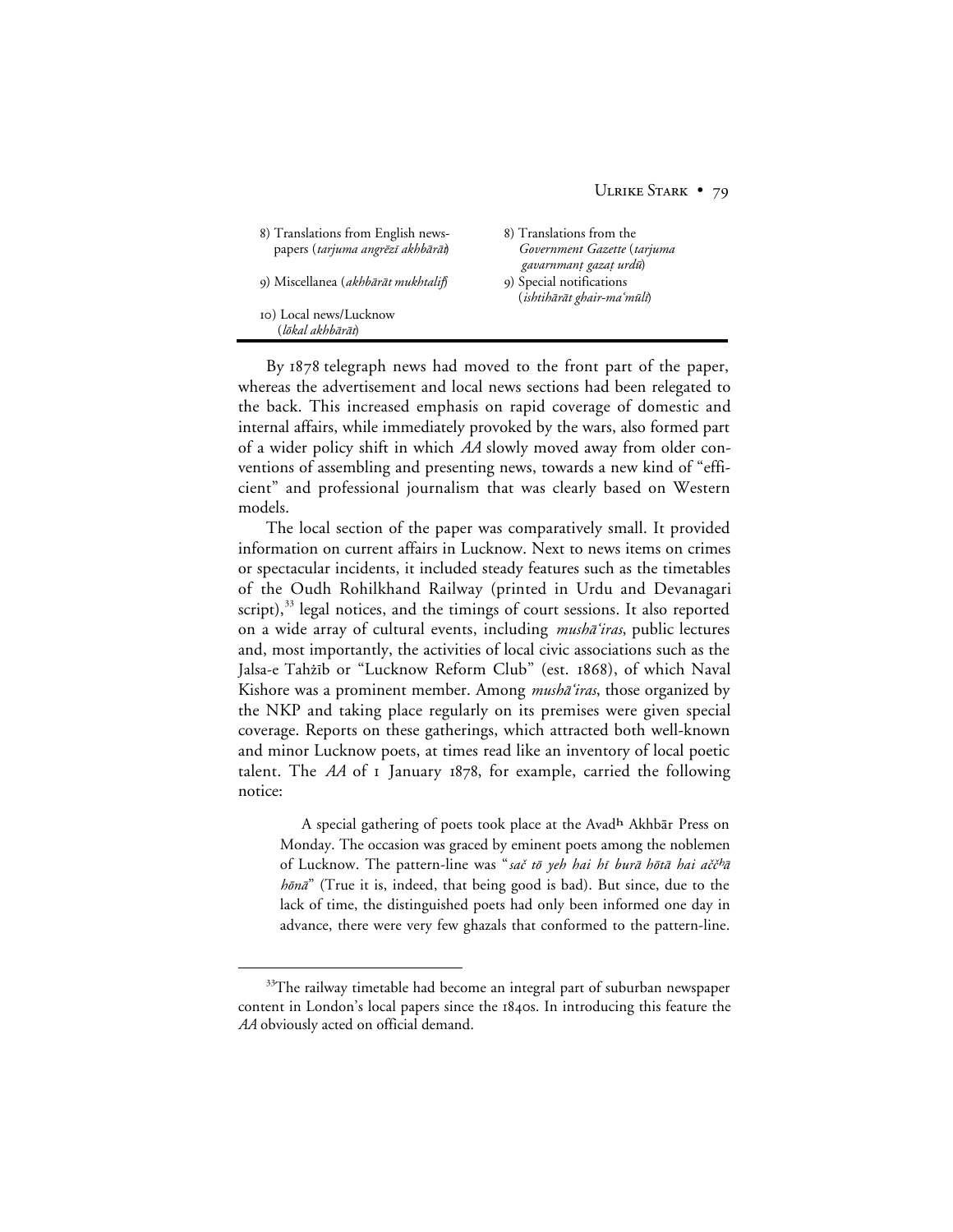| | |
|---|---|
| 8) Translations from English newspapers (*tarjuma angrēzī akhbārāt*) | 8) Translations from the *Government Gazette* (*tarjuma gavarnmanṭ gazaṭ urdū*) |
| 9) Miscellanea (*akhbārāt mukhtalif*) | 9) Special notifications (*ishtihārāt ghair-ma'mūlī*) |
| 10) Local news/Lucknow (*lōkal akhbārāt*) | |

By 1878 telegraph news had moved to the front part of the paper, whereas the advertisement and local news sections had been relegated to the back. This increased emphasis on rapid coverage of domestic and internal affairs, while immediately provoked by the wars, also formed part of a wider policy shift in which *AA* slowly moved away from older conventions of assembling and presenting news, towards a new kind of "efficient" and professional journalism that was clearly based on Western models.

The local section of the paper was comparatively small. It provided information on current affairs in Lucknow. Next to news items on crimes or spectacular incidents, it included steady features such as the timetables of the Oudh Rohilkhand Railway (printed in Urdu and Devanagari script),[33] legal notices, and the timings of court sessions. It also reported on a wide array of cultural events, including *mushā'iras*, public lectures and, most importantly, the activities of local civic associations such as the Jalsa-e Tahẕīb or "Lucknow Reform Club" (est. 1868), of which Naval Kishore was a prominent member. Among *mushā'iras*, those organized by the NKP and taking place regularly on its premises were given special coverage. Reports on these gatherings, which attracted both well-known and minor Lucknow poets, at times read like an inventory of local poetic talent. The *AA* of 1 January 1878, for example, carried the following notice:

> A special gathering of poets took place at the Avadʰ Akhbār Press on Monday. The occasion was graced by eminent poets among the noblemen of Lucknow. The pattern-line was "*sač tō yeh hai hī burā hōtā hai aččʰā hōnā*" (True it is, indeed, that being good is bad). But since, due to the lack of time, the distinguished poets had only been informed one day in advance, there were very few ghazals that conformed to the pattern-line.

[33] The railway timetable had become an integral part of suburban newspaper content in London's local papers since the 1840s. In introducing this feature the *AA* obviously acted on official demand.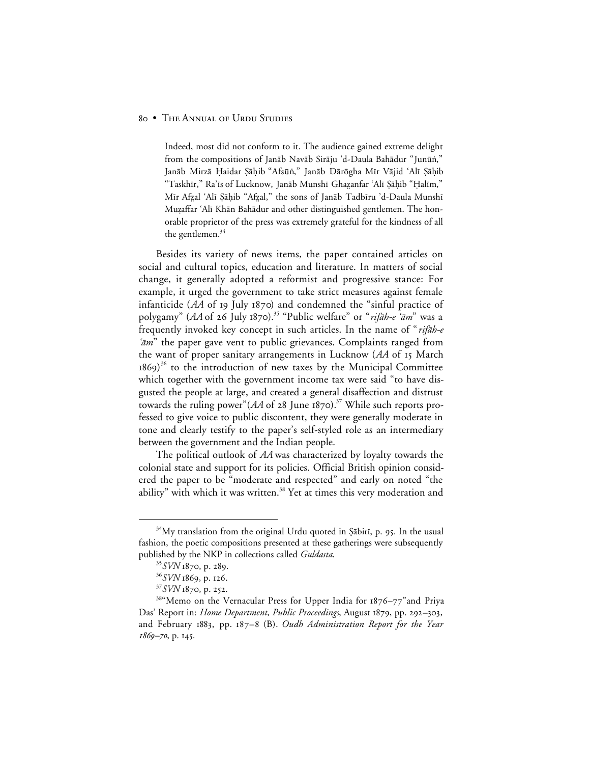> Indeed, most did not conform to it. The audience gained extreme delight from the compositions of Janāb Navāb Sirāju 'd-Daula Bahādur "Junūṅ," Janāb Mirzā Ḥaidar Ṣāḥib "Afsūṅ," Janāb Dārōgha Mīr Vājid 'Alī Ṣāḥib "Taskhīr," Ra'īs of Lucknow, Janāb Munshī Ghaẓanfar 'Alī Ṣāḥib "Ḥalīm," Mīr Afẓal 'Alī Ṣāḥib "Afẓal," the sons of Janāb Tadbīru 'd-Daula Munshī Muẓaffar 'Alī Khān Bahādur and other distinguished gentlemen. The honorable proprietor of the press was extremely grateful for the kindness of all the gentlemen.[34]

Besides its variety of news items, the paper contained articles on social and cultural topics, education and literature. In matters of social change, it generally adopted a reformist and progressive stance: For example, it urged the government to take strict measures against female infanticide (*AA* of 19 July 1870) and condemned the "sinful practice of polygamy" (*AA* of 26 July 1870).[35] "Public welfare" or "*rifāh-e 'ām*" was a frequently invoked key concept in such articles. In the name of "*rifāh-e 'ām*" the paper gave vent to public grievances. Complaints ranged from the want of proper sanitary arrangements in Lucknow (*AA* of 15 March 1869)[36] to the introduction of new taxes by the Municipal Committee which together with the government income tax were said "to have disgusted the people at large, and created a general disaffection and distrust towards the ruling power"(*AA* of 28 June 1870).[37] While such reports professed to give voice to public discontent, they were generally moderate in tone and clearly testify to the paper's self-styled role as an intermediary between the government and the Indian people.

The political outlook of *AA* was characterized by loyalty towards the colonial state and support for its policies. Official British opinion considered the paper to be "moderate and respected" and early on noted "the ability" with which it was written.[38] Yet at times this very moderation and

---

[34] My translation from the original Urdu quoted in Ṣābirī, p. 95. In the usual fashion, the poetic compositions presented at these gatherings were subsequently published by the NKP in collections called *Guldasta*.

[35] *SVN* 1870, p. 289.

[36] *SVN* 1869, p. 126.

[37] *SVN* 1870, p. 252.

[38] "Memo on the Vernacular Press for Upper India for 1876–77"and Priya Das' Report in: *Home Department, Public Proceedings*, August 1879, pp. 292–303, and February 1883, pp. 187–8 (B). *Oudh Administration Report for the Year 1869–70*, p. 145.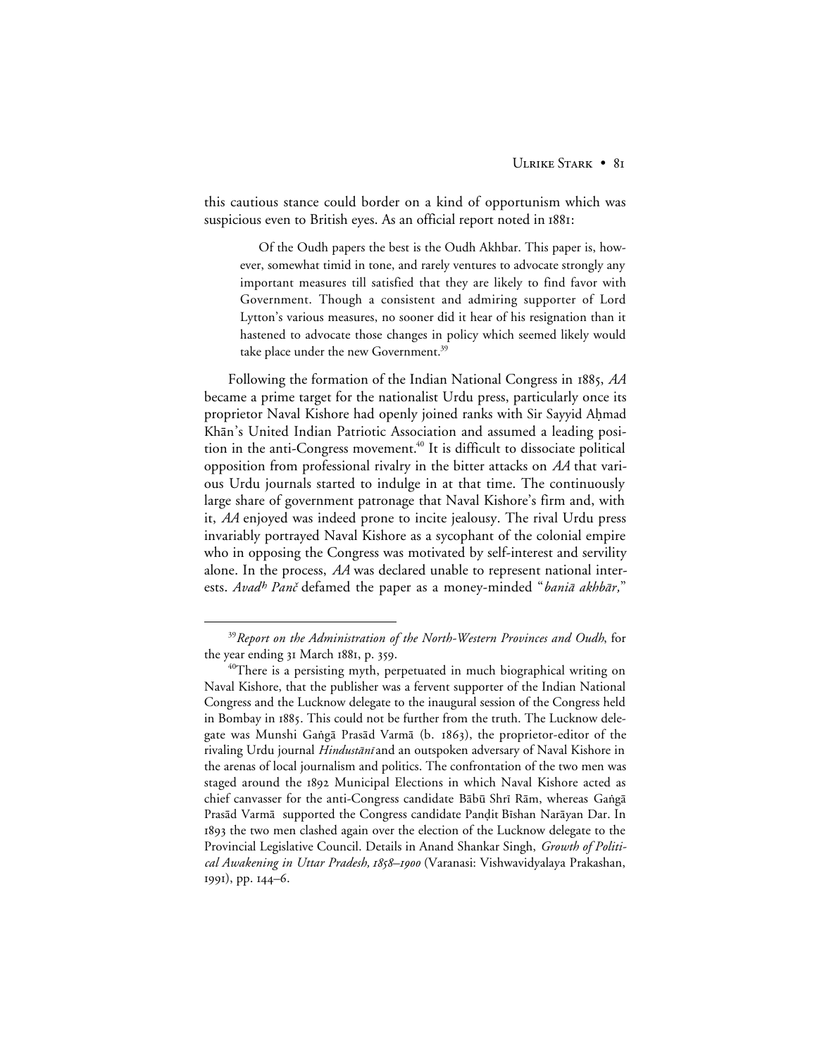this cautious stance could border on a kind of opportunism which was suspicious even to British eyes. As an official report noted in 1881:

> Of the Oudh papers the best is the Oudh Akhbar. This paper is, however, somewhat timid in tone, and rarely ventures to advocate strongly any important measures till satisfied that they are likely to find favor with Government. Though a consistent and admiring supporter of Lord Lytton's various measures, no sooner did it hear of his resignation than it hastened to advocate those changes in policy which seemed likely would take place under the new Government.[39]

Following the formation of the Indian National Congress in 1885, *AA* became a prime target for the nationalist Urdu press, particularly once its proprietor Naval Kishore had openly joined ranks with Sir Sayyid Aḥmad Khān's United Indian Patriotic Association and assumed a leading position in the anti-Congress movement.[40] It is difficult to dissociate political opposition from professional rivalry in the bitter attacks on *AA* that various Urdu journals started to indulge in at that time. The continuously large share of government patronage that Naval Kishore's firm and, with it, *AA* enjoyed was indeed prone to incite jealousy. The rival Urdu press invariably portrayed Naval Kishore as a sycophant of the colonial empire who in opposing the Congress was motivated by self-interest and servility alone. In the process, *AA* was declared unable to represent national interests. *Avadʰ Panč* defamed the paper as a money-minded "*baniā akhbār,*"

---

[39] *Report on the Administration of the North-Western Provinces and Oudh*, for the year ending 31 March 1881, p. 359.

[40] There is a persisting myth, perpetuated in much biographical writing on Naval Kishore, that the publisher was a fervent supporter of the Indian National Congress and the Lucknow delegate to the inaugural session of the Congress held in Bombay in 1885. This could not be further from the truth. The Lucknow delegate was Munshi Gaṅgā Prasād Varmā (b. 1863), the proprietor-editor of the rivaling Urdu journal *Hindustānī* and an outspoken adversary of Naval Kishore in the arenas of local journalism and politics. The confrontation of the two men was staged around the 1892 Municipal Elections in which Naval Kishore acted as chief canvasser for the anti-Congress candidate Bābū Shrī Rām, whereas Gaṅgā Prasād Varmā supported the Congress candidate Paṇḍit Bīshan Narāyan Dar. In 1893 the two men clashed again over the election of the Lucknow delegate to the Provincial Legislative Council. Details in Anand Shankar Singh, *Growth of Political Awakening in Uttar Pradesh, 1858–1900* (Varanasi: Vishwavidyalaya Prakashan, 1991), pp. 144–6.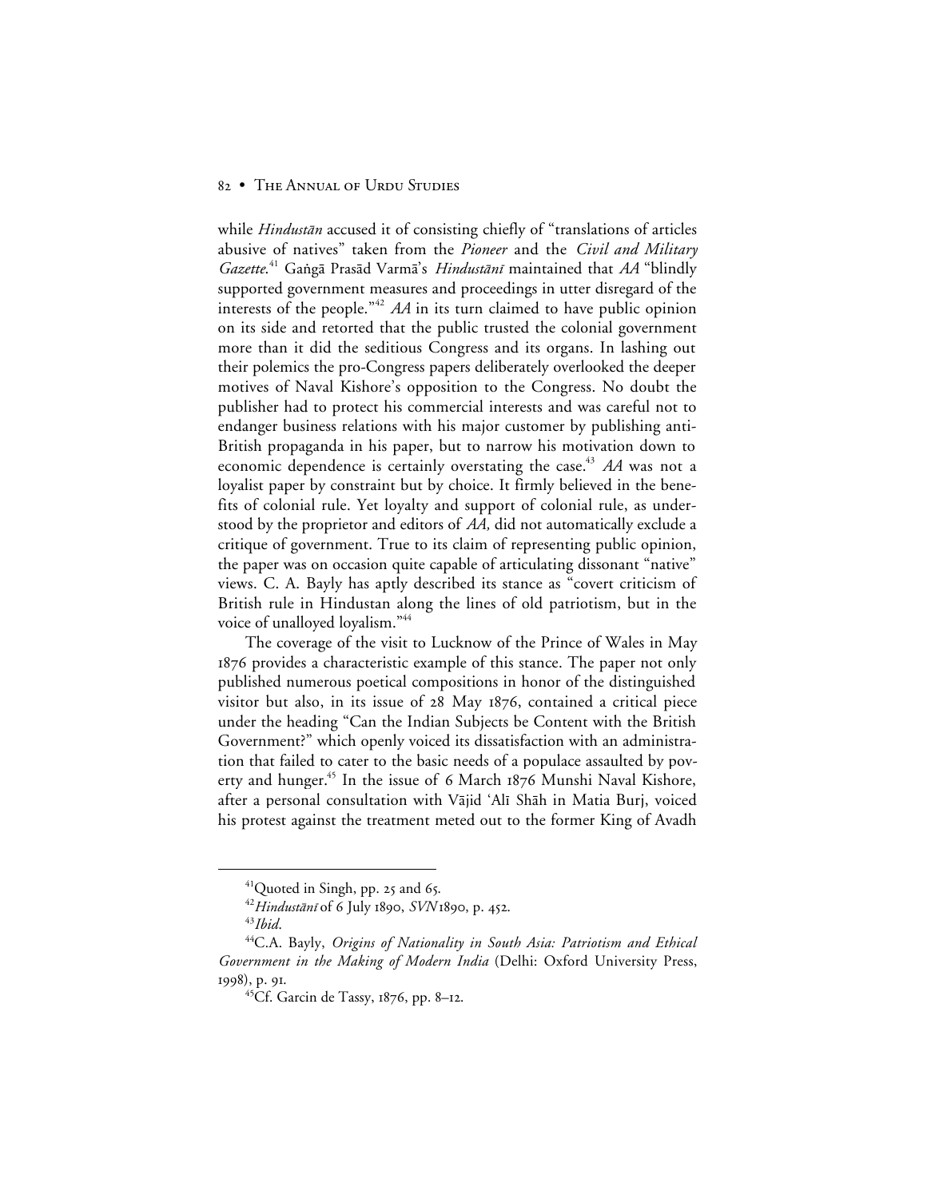while *Hindustān* accused it of consisting chiefly of "translations of articles abusive of natives" taken from the *Pioneer* and the *Civil and Military Gazette*.[41] Gaṅgā Prasād Varmā's *Hindustānī* maintained that *AA* "blindly supported government measures and proceedings in utter disregard of the interests of the people."[42] *AA* in its turn claimed to have public opinion on its side and retorted that the public trusted the colonial government more than it did the seditious Congress and its organs. In lashing out their polemics the pro-Congress papers deliberately overlooked the deeper motives of Naval Kishore's opposition to the Congress. No doubt the publisher had to protect his commercial interests and was careful not to endanger business relations with his major customer by publishing anti-British propaganda in his paper, but to narrow his motivation down to economic dependence is certainly overstating the case.[43] *AA* was not a loyalist paper by constraint but by choice. It firmly believed in the benefits of colonial rule. Yet loyalty and support of colonial rule, as understood by the proprietor and editors of *AA,* did not automatically exclude a critique of government. True to its claim of representing public opinion, the paper was on occasion quite capable of articulating dissonant "native" views. C. A. Bayly has aptly described its stance as "covert criticism of British rule in Hindustan along the lines of old patriotism, but in the voice of unalloyed loyalism."[44]

The coverage of the visit to Lucknow of the Prince of Wales in May 1876 provides a characteristic example of this stance. The paper not only published numerous poetical compositions in honor of the distinguished visitor but also, in its issue of 28 May 1876, contained a critical piece under the heading "Can the Indian Subjects be Content with the British Government?" which openly voiced its dissatisfaction with an administration that failed to cater to the basic needs of a populace assaulted by poverty and hunger.[45] In the issue of 6 March 1876 Munshi Naval Kishore, after a personal consultation with Vājid ʿAlī Shāh in Matia Burj, voiced his protest against the treatment meted out to the former King of Avadh

---

[41] Quoted in Singh, pp. 25 and 65.

[42] *Hindustānī* of 6 July 1890, *SVN* 1890, p. 452.

[43] *Ibid.*

[44] C.A. Bayly, *Origins of Nationality in South Asia: Patriotism and Ethical Government in the Making of Modern India* (Delhi: Oxford University Press, 1998), p. 91.

[45] Cf. Garcin de Tassy, 1876, pp. 8–12.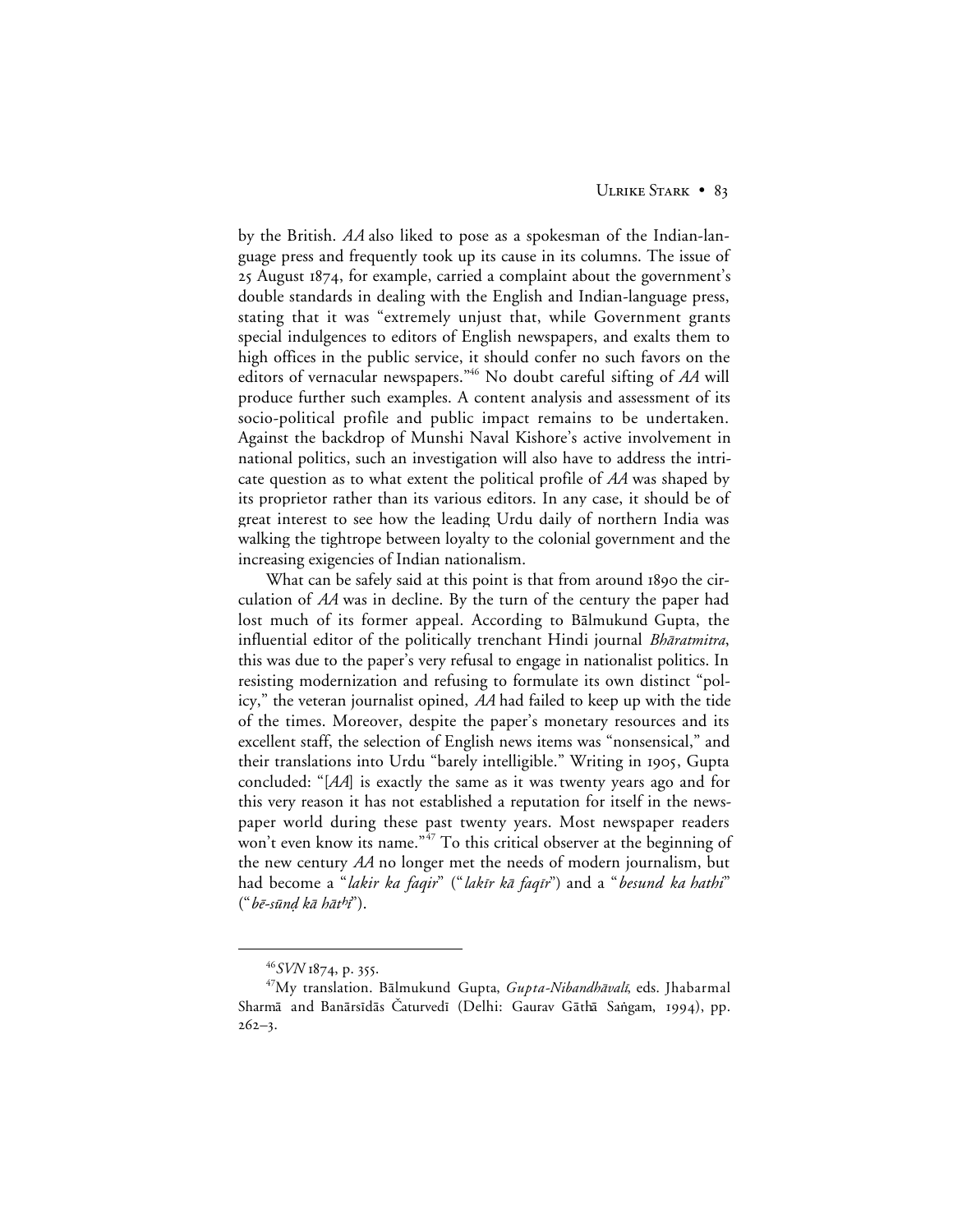by the British. *AA* also liked to pose as a spokesman of the Indian-language press and frequently took up its cause in its columns. The issue of 25 August 1874, for example, carried a complaint about the government's double standards in dealing with the English and Indian-language press, stating that it was "extremely unjust that, while Government grants special indulgences to editors of English newspapers, and exalts them to high offices in the public service, it should confer no such favors on the editors of vernacular newspapers."[46] No doubt careful sifting of *AA* will produce further such examples. A content analysis and assessment of its socio-political profile and public impact remains to be undertaken. Against the backdrop of Munshi Naval Kishore's active involvement in national politics, such an investigation will also have to address the intricate question as to what extent the political profile of *AA* was shaped by its proprietor rather than its various editors. In any case, it should be of great interest to see how the leading Urdu daily of northern India was walking the tightrope between loyalty to the colonial government and the increasing exigencies of Indian nationalism.

What can be safely said at this point is that from around 1890 the circulation of *AA* was in decline. By the turn of the century the paper had lost much of its former appeal. According to Bālmukund Gupta, the influential editor of the politically trenchant Hindi journal *Bhāratmitra*, this was due to the paper's very refusal to engage in nationalist politics. In resisting modernization and refusing to formulate its own distinct "policy," the veteran journalist opined, *AA* had failed to keep up with the tide of the times. Moreover, despite the paper's monetary resources and its excellent staff, the selection of English news items was "nonsensical," and their translations into Urdu "barely intelligible." Writing in 1905, Gupta concluded: "[*AA*] is exactly the same as it was twenty years ago and for this very reason it has not established a reputation for itself in the newspaper world during these past twenty years. Most newspaper readers won't even know its name."[47] To this critical observer at the beginning of the new century *AA* no longer met the needs of modern journalism, but had become a "*lakir ka faqir*" ("*lakīr kā faqīr*") and a "*besund ka hathi*" ("*bē-sūnḍ kā hātʰī*").

---

[46] *SVN* 1874, p. 355.

[47] My translation. Bālmukund Gupta, *Gupta-Nibandhāvalī*, eds. Jhabarmal Sharmā and Banārsīdās Čaturvedī (Delhi: Gaurav Gāthā Saṅgam, 1994), pp. 262–3.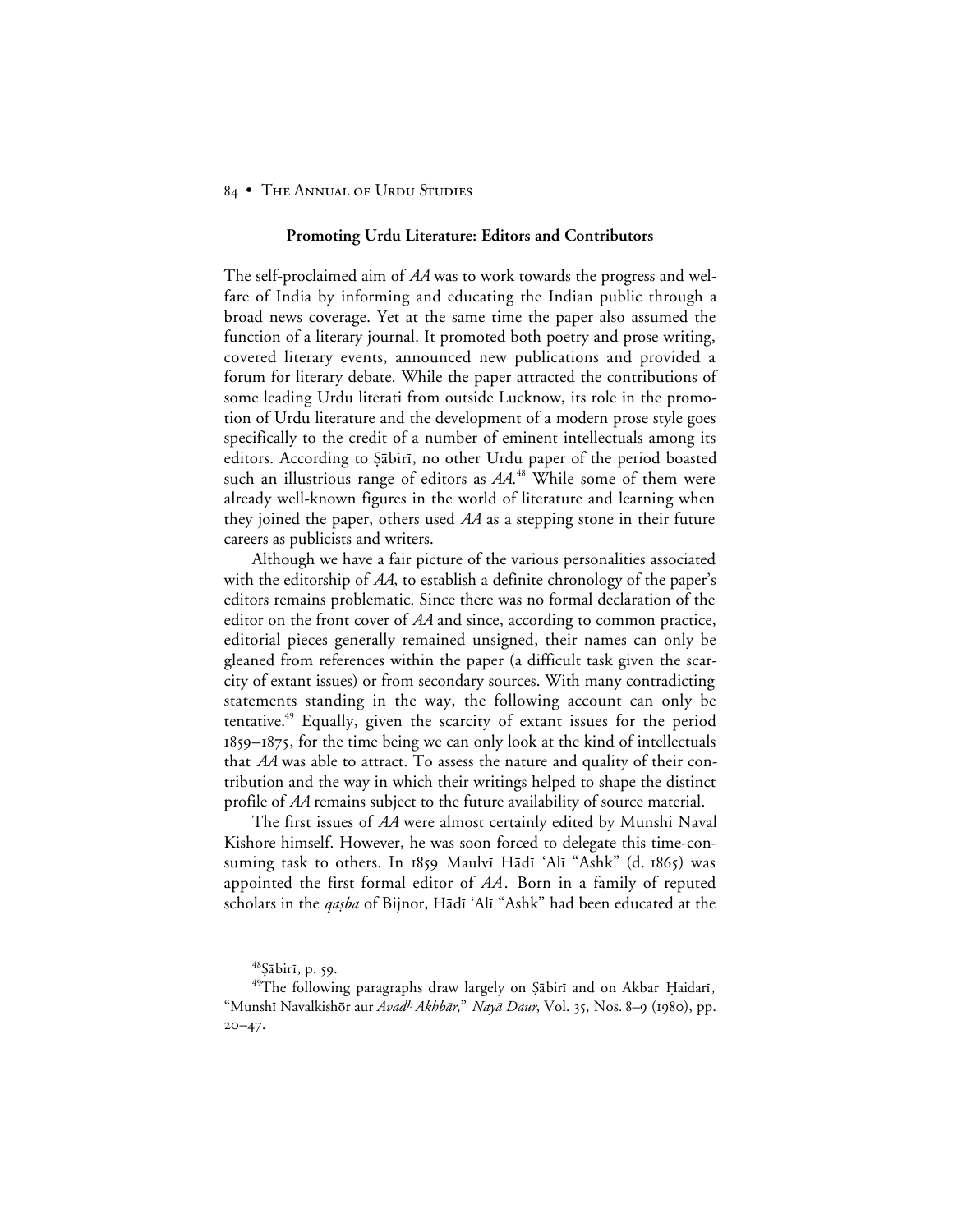## Promoting Urdu Literature: Editors and Contributors

The self-proclaimed aim of *AA* was to work towards the progress and welfare of India by informing and educating the Indian public through a broad news coverage. Yet at the same time the paper also assumed the function of a literary journal. It promoted both poetry and prose writing, covered literary events, announced new publications and provided a forum for literary debate. While the paper attracted the contributions of some leading Urdu literati from outside Lucknow, its role in the promotion of Urdu literature and the development of a modern prose style goes specifically to the credit of a number of eminent intellectuals among its editors. According to Ṣābirī, no other Urdu paper of the period boasted such an illustrious range of editors as *AA*.[48] While some of them were already well-known figures in the world of literature and learning when they joined the paper, others used *AA* as a stepping stone in their future careers as publicists and writers.

Although we have a fair picture of the various personalities associated with the editorship of *AA*, to establish a definite chronology of the paper's editors remains problematic. Since there was no formal declaration of the editor on the front cover of *AA* and since, according to common practice, editorial pieces generally remained unsigned, their names can only be gleaned from references within the paper (a difficult task given the scarcity of extant issues) or from secondary sources. With many contradicting statements standing in the way, the following account can only be tentative.[49] Equally, given the scarcity of extant issues for the period 1859–1875, for the time being we can only look at the kind of intellectuals that *AA* was able to attract. To assess the nature and quality of their contribution and the way in which their writings helped to shape the distinct profile of *AA* remains subject to the future availability of source material.

The first issues of *AA* were almost certainly edited by Munshi Naval Kishore himself. However, he was soon forced to delegate this time-consuming task to others. In 1859 Maulvī Hādī ʿAlī "Ashk" (d. 1865) was appointed the first formal editor of *AA*. Born in a family of reputed scholars in the *qaṣba* of Bijnor, Hādī ʿAlī "Ashk" had been educated at the

---

[48] Ṣābirī, p. 59.

[49] The following paragraphs draw largely on Ṣābirī and on Akbar Ḥaidarī, "Munshī Navalkishōr aur *Avadh Akhbār*," *Nayā Daur*, Vol. 35, Nos. 8–9 (1980), pp. 20–47.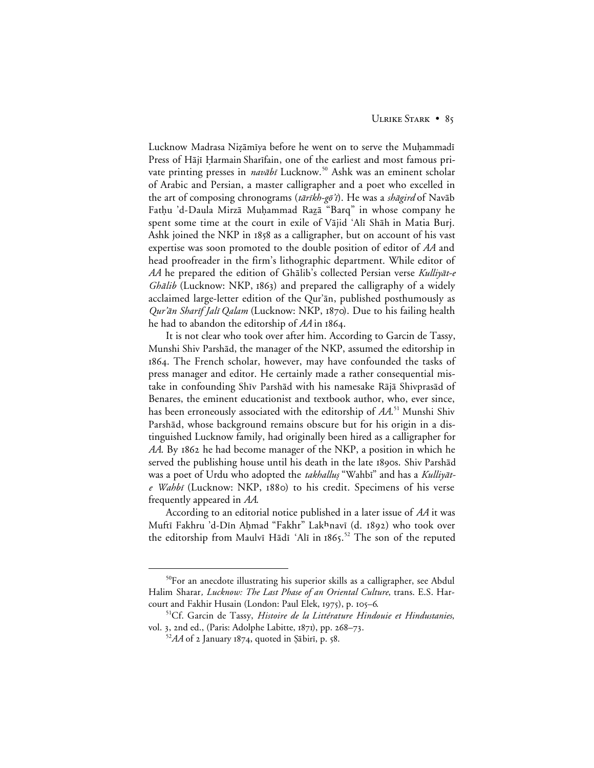Lucknow Madrasa Niẓāmīya before he went on to serve the Muḥammadī Press of Hājī Ḥarmain Sharīfain, one of the earliest and most famous private printing presses in *navābī* Lucknow.[50] Ashk was an eminent scholar of Arabic and Persian, a master calligrapher and a poet who excelled in the art of composing chronograms (*tārīkh-gō'ī*). He was a *shāgird* of Navāb Fatḥu 'd-Daula Mirzā Muḥammad Raẓā "Barq" in whose company he spent some time at the court in exile of Vājid 'Alī Shāh in Matia Burj. Ashk joined the NKP in 1858 as a calligrapher, but on account of his vast expertise was soon promoted to the double position of editor of *AA* and head proofreader in the firm's lithographic department. While editor of *AA* he prepared the edition of Ghālib's collected Persian verse *Kulliyāt-e Ghālib* (Lucknow: NKP, 1863) and prepared the calligraphy of a widely acclaimed large-letter edition of the Qur'ān, published posthumously as *Qur'ān Sharīf Jalī Qalam* (Lucknow: NKP, 1870). Due to his failing health he had to abandon the editorship of *AA* in 1864.

It is not clear who took over after him. According to Garcin de Tassy, Munshi Shiv Parshād, the manager of the NKP, assumed the editorship in 1864. The French scholar, however, may have confounded the tasks of press manager and editor. He certainly made a rather consequential mistake in confounding Shīv Parshād with his namesake Rājā Shivprasād of Benares, the eminent educationist and textbook author, who, ever since, has been erroneously associated with the editorship of *AA*.[51] Munshi Shiv Parshād, whose background remains obscure but for his origin in a distinguished Lucknow family, had originally been hired as a calligrapher for *AA*. By 1862 he had become manager of the NKP, a position in which he served the publishing house until his death in the late 1890s. Shiv Parshād was a poet of Urdu who adopted the *takhalluṣ* "Wahbī" and has a *Kulliyāt-e Wahbī* (Lucknow: NKP, 1880) to his credit. Specimens of his verse frequently appeared in *AA*.

According to an editorial notice published in a later issue of *AA* it was Muftī Fakhru 'd-Dīn Aḥmad "Fakhr" Lakʰnavī (d. 1892) who took over the editorship from Maulvī Hādī 'Alī in 1865.[52] The son of the reputed

---

[50] For an anecdote illustrating his superior skills as a calligrapher, see Abdul Halim Sharar, *Lucknow: The Last Phase of an Oriental Culture*, trans. E.S. Harcourt and Fakhir Husain (London: Paul Elek, 1975), pp. 105–6.

[51] Cf. Garcin de Tassy, *Histoire de la Littérature Hindouie et Hindustanies*, vol. 3, 2nd ed., (Paris: Adolphe Labitte, 1871), pp. 268–73.

[52] *AA* of 2 January 1874, quoted in Ṣābirī, p. 58.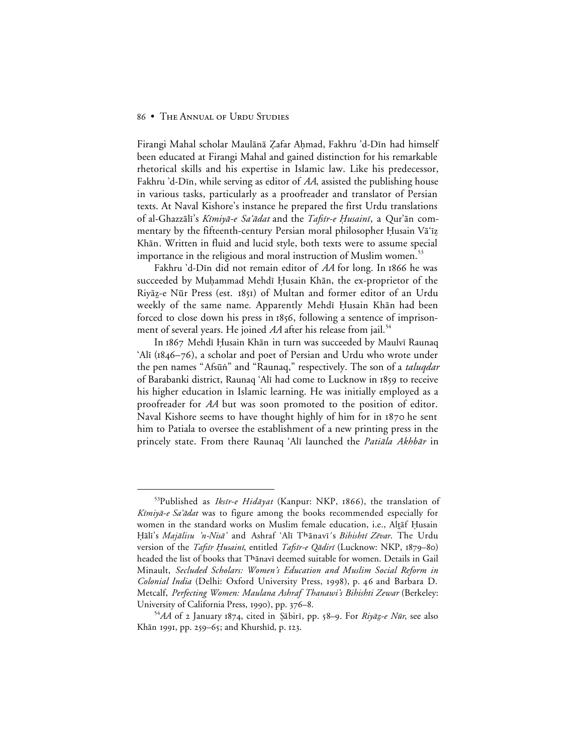Firangi Mahal scholar Maulānā Ẓafar Aḥmad, Fakhru 'd-Dīn had himself been educated at Firangi Mahal and gained distinction for his remarkable rhetorical skills and his expertise in Islamic law. Like his predecessor, Fakhru 'd-Dīn, while serving as editor of *AA*, assisted the publishing house in various tasks, particularly as a proofreader and translator of Persian texts. At Naval Kishore's instance he prepared the first Urdu translations of al-Ghazzālī's *Kīmiyā-e Sa'ādat* and the *Tafsīr-e Ḥusainī*, a Qur'ān commentary by the fifteenth-century Persian moral philosopher Ḥusain Vā'iẓ Khān. Written in fluid and lucid style, both texts were to assume special importance in the religious and moral instruction of Muslim women.[53]

Fakhru 'd-Dīn did not remain editor of *AA* for long. In 1866 he was succeeded by Muḥammad Mehdī Ḥusain Khān, the ex-proprietor of the Riyāẓ-e Nūr Press (est. 1851) of Multan and former editor of an Urdu weekly of the same name. Apparently Mehdī Ḥusain Khān had been forced to close down his press in 1856, following a sentence of imprisonment of several years. He joined *AA* after his release from jail.[54]

In 1867 Mehdī Ḥusain Khān in turn was succeeded by Maulvī Raunaq 'Alī (1846–76), a scholar and poet of Persian and Urdu who wrote under the pen names "Afsūṅ" and "Raunaq," respectively. The son of a *taluqdar* of Barabanki district, Raunaq 'Alī had come to Lucknow in 1859 to receive his higher education in Islamic learning. He was initially employed as a proofreader for *AA* but was soon promoted to the position of editor. Naval Kishore seems to have thought highly of him for in 1870 he sent him to Patiala to oversee the establishment of a new printing press in the princely state. From there Raunaq 'Alī launched the *Patiāla Akhbār* in

---

[53]Published as *Iksīr-e Hidāyat* (Kanpur: NKP, 1866), the translation of *Kīmiyā-e Sa'ādat* was to figure among the books recommended especially for women in the standard works on Muslim female education, i.e., Alṭāf Ḥusain Ḥālī's *Majālisu 'n-Nisā'* and Ashraf 'Alī Tʰānavī's *Bihishtī Zēvar*. The Urdu version of the *Tafsīr Ḥusainī*, entitled *Tafsīr-e Qādirī* (Lucknow: NKP, 1879–80) headed the list of books that Tʰānavī deemed suitable for women. Details in Gail Minault, *Secluded Scholars: Women's Education and Muslim Social Reform in Colonial India* (Delhi: Oxford University Press, 1998), p. 46 and Barbara D. Metcalf, *Perfecting Women: Maulana Ashraf Thanawi's Bihishti Zewar* (Berkeley: University of California Press, 1990), pp. 376–8.

[54]*AA* of 2 January 1874, cited in Ṣābirī, pp. 58–9. For *Riyāẓ-e Nūr*, see also Khān 1991, pp. 259–65; and Khurshīd, p. 123.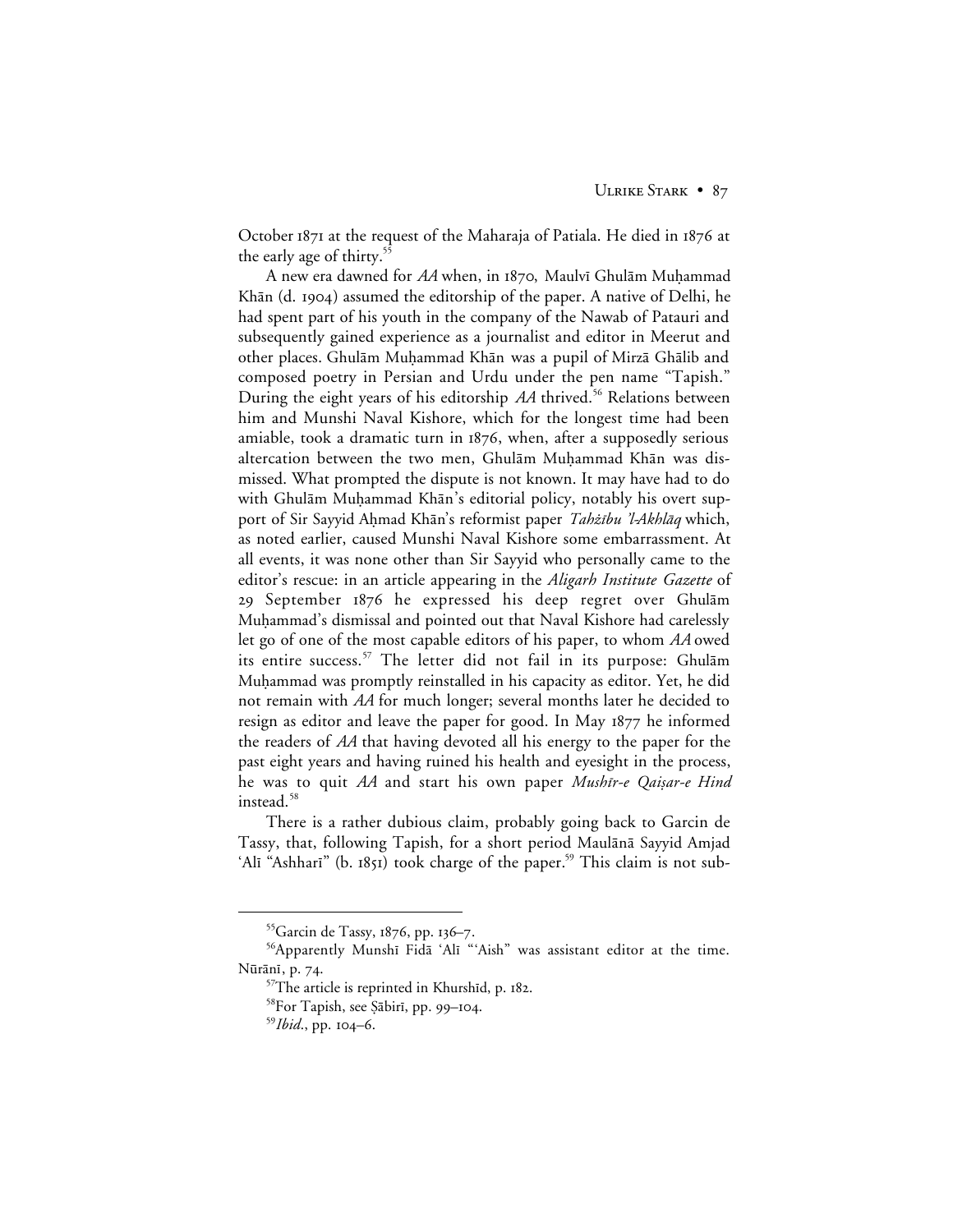October 1871 at the request of the Maharaja of Patiala. He died in 1876 at the early age of thirty.[55]

A new era dawned for *AA* when, in 1870, Maulvī Ghulām Muḥammad Khān (d. 1904) assumed the editorship of the paper. A native of Delhi, he had spent part of his youth in the company of the Nawab of Patauri and subsequently gained experience as a journalist and editor in Meerut and other places. Ghulām Muḥammad Khān was a pupil of Mirzā Ghālib and composed poetry in Persian and Urdu under the pen name "Tapish." During the eight years of his editorship *AA* thrived.[56] Relations between him and Munshi Naval Kishore, which for the longest time had been amiable, took a dramatic turn in 1876, when, after a supposedly serious altercation between the two men, Ghulām Muḥammad Khān was dismissed. What prompted the dispute is not known. It may have had to do with Ghulām Muḥammad Khān's editorial policy, notably his overt support of Sir Sayyid Aḥmad Khān's reformist paper *Tahẕību 'l-Akhlāq* which, as noted earlier, caused Munshi Naval Kishore some embarrassment. At all events, it was none other than Sir Sayyid who personally came to the editor's rescue: in an article appearing in the *Aligarh Institute Gazette* of 29 September 1876 he expressed his deep regret over Ghulām Muḥammad's dismissal and pointed out that Naval Kishore had carelessly let go of one of the most capable editors of his paper, to whom *AA* owed its entire success.[57] The letter did not fail in its purpose: Ghulām Muḥammad was promptly reinstalled in his capacity as editor. Yet, he did not remain with *AA* for much longer; several months later he decided to resign as editor and leave the paper for good. In May 1877 he informed the readers of *AA* that having devoted all his energy to the paper for the past eight years and having ruined his health and eyesight in the process, he was to quit *AA* and start his own paper *Mushīr-e Qaiṣar-e Hind* instead.[58]

There is a rather dubious claim, probably going back to Garcin de Tassy, that, following Tapish, for a short period Maulānā Sayyid Amjad 'Alī "Ashharī" (b. 1851) took charge of the paper.[59] This claim is not sub-

---

[55] Garcin de Tassy, 1876, pp. 136–7.

[56] Apparently Munshī Fidā 'Alī "'Aish" was assistant editor at the time. Nūrānī, p. 74.

[57] The article is reprinted in Khurshīd, p. 182.

[58] For Tapish, see Ṣābirī, pp. 99–104.

[59] *Ibid*., pp. 104–6.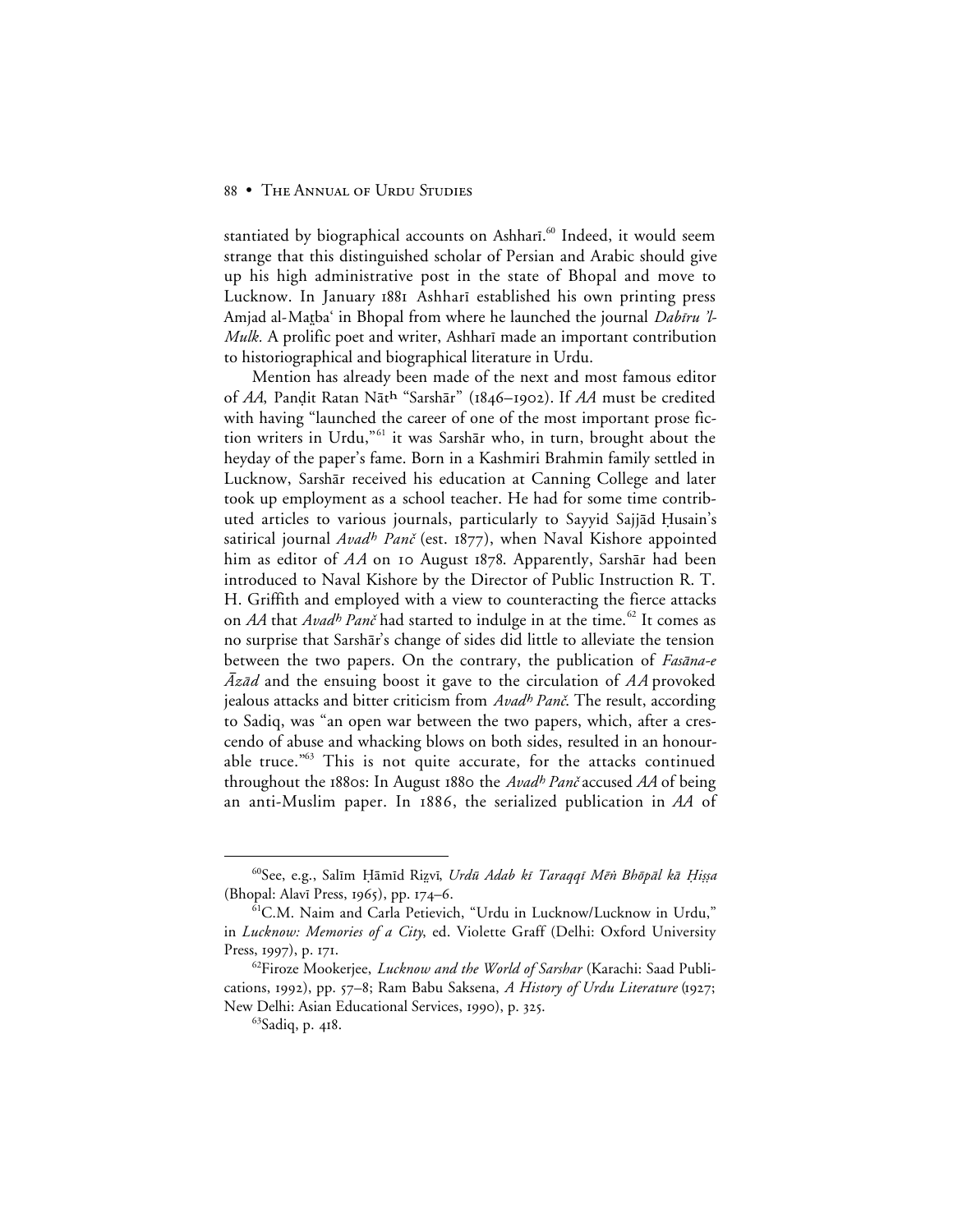stantiated by biographical accounts on Ashharī.[60] Indeed, it would seem strange that this distinguished scholar of Persian and Arabic should give up his high administrative post in the state of Bhopal and move to Lucknow. In January 1881 Ashharī established his own printing press Amjad al-Maṯbaʿ in Bhopal from where he launched the journal *Dabīru 'l-Mulk*. A prolific poet and writer, Ashharī made an important contribution to historiographical and biographical literature in Urdu.

Mention has already been made of the next and most famous editor of *AA*, Panḍit Ratan Nātʰ "Sarshār" (1846–1902). If *AA* must be credited with having "launched the career of one of the most important prose fiction writers in Urdu,"[61] it was Sarshār who, in turn, brought about the heyday of the paper's fame. Born in a Kashmiri Brahmin family settled in Lucknow, Sarshār received his education at Canning College and later took up employment as a school teacher. He had for some time contributed articles to various journals, particularly to Sayyid Sajjād Ḥusain's satirical journal *Avadʰ Panč* (est. 1877), when Naval Kishore appointed him as editor of *AA* on 10 August 1878. Apparently, Sarshār had been introduced to Naval Kishore by the Director of Public Instruction R. T. H. Griffith and employed with a view to counteracting the fierce attacks on *AA* that *Avadʰ Panč* had started to indulge in at the time.[62] It comes as no surprise that Sarshār's change of sides did little to alleviate the tension between the two papers. On the contrary, the publication of *Fasāna-e Āzād* and the ensuing boost it gave to the circulation of *AA* provoked jealous attacks and bitter criticism from *Avadʰ Panč*. The result, according to Sadiq, was "an open war between the two papers, which, after a crescendo of abuse and whacking blows on both sides, resulted in an honourable truce."[63] This is not quite accurate, for the attacks continued throughout the 1880s: In August 1880 the *Avadʰ Panč* accused *AA* of being an anti-Muslim paper. In 1886, the serialized publication in *AA* of

---

[60]See, e.g., Salīm Ḥāmīd Riẓvī, *Urdū Adab kī Taraqqī Mēṅ Bhōpāl kā Ḥiṣṣa* (Bhopal: Alavī Press, 1965), pp. 174–6.

[61]C.M. Naim and Carla Petievich, "Urdu in Lucknow/Lucknow in Urdu," in *Lucknow: Memories of a City*, ed. Violette Graff (Delhi: Oxford University Press, 1997), p. 171.

[62]Firoze Mookerjee, *Lucknow and the World of Sarshar* (Karachi: Saad Publications, 1992), pp. 57–8; Ram Babu Saksena, *A History of Urdu Literature* (1927; New Delhi: Asian Educational Services, 1990), p. 325.

[63]Sadiq, p. 418.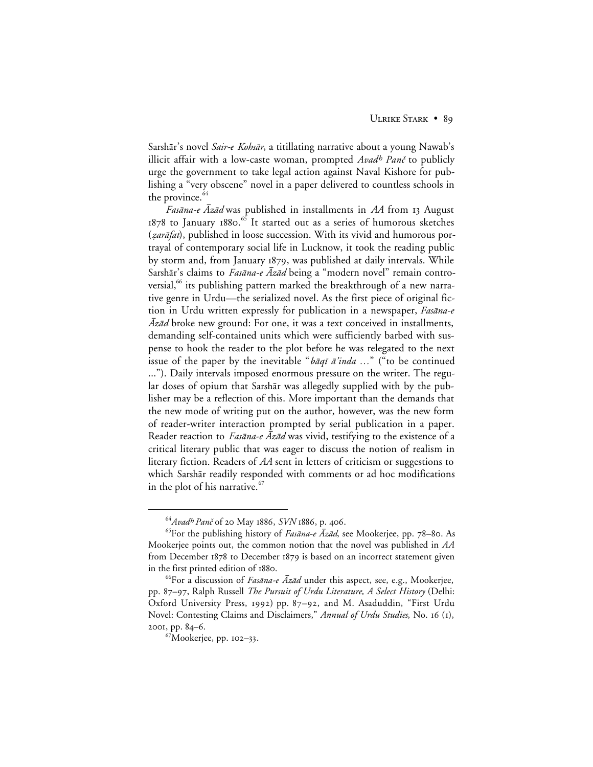Sarshār's novel *Sair-e Kohsār*, a titillating narrative about a young Nawab's illicit affair with a low-caste woman, prompted *Avadh Panč* to publicly urge the government to take legal action against Naval Kishore for publishing a "very obscene" novel in a paper delivered to countless schools in the province.[64]

*Fasāna-e Āzād* was published in installments in *AA* from 13 August 1878 to January 1880.[65] It started out as a series of humorous sketches (*ẓarāfat*), published in loose succession. With its vivid and humorous portrayal of contemporary social life in Lucknow, it took the reading public by storm and, from January 1879, was published at daily intervals. While Sarshār's claims to *Fasāna-e Āzād* being a "modern novel" remain controversial,[66] its publishing pattern marked the breakthrough of a new narrative genre in Urdu—the serialized novel. As the first piece of original fiction in Urdu written expressly for publication in a newspaper, *Fasāna-e Āzād* broke new ground: For one, it was a text conceived in installments, demanding self-contained units which were sufficiently barbed with suspense to hook the reader to the plot before he was relegated to the next issue of the paper by the inevitable "*bāqī ā'inda …*" ("to be continued ..."). Daily intervals imposed enormous pressure on the writer. The regular doses of opium that Sarshār was allegedly supplied with by the publisher may be a reflection of this. More important than the demands that the new mode of writing put on the author, however, was the new form of reader-writer interaction prompted by serial publication in a paper. Reader reaction to *Fasāna-e Āzād* was vivid, testifying to the existence of a critical literary public that was eager to discuss the notion of realism in literary fiction. Readers of *AA* sent in letters of criticism or suggestions to which Sarshār readily responded with comments or ad hoc modifications in the plot of his narrative.[67]

---

[64] *Avadh Panč* of 20 May 1886, *SVN* 1886, p. 406.

[65] For the publishing history of *Fasāna-e Āzād*, see Mookerjee, pp. 78–80. As Mookerjee points out, the common notion that the novel was published in *AA* from December 1878 to December 1879 is based on an incorrect statement given in the first printed edition of 1880.

[66] For a discussion of *Fasāna-e Āzād* under this aspect, see, e.g., Mookerjee, pp. 87–97, Ralph Russell *The Pursuit of Urdu Literature, A Select History* (Delhi: Oxford University Press, 1992) pp. 87–92, and M. Asaduddin, "First Urdu Novel: Contesting Claims and Disclaimers," *Annual of Urdu Studies*, No. 16 (1), 2001, pp. 84–6.

[67] Mookerjee, pp. 102–33.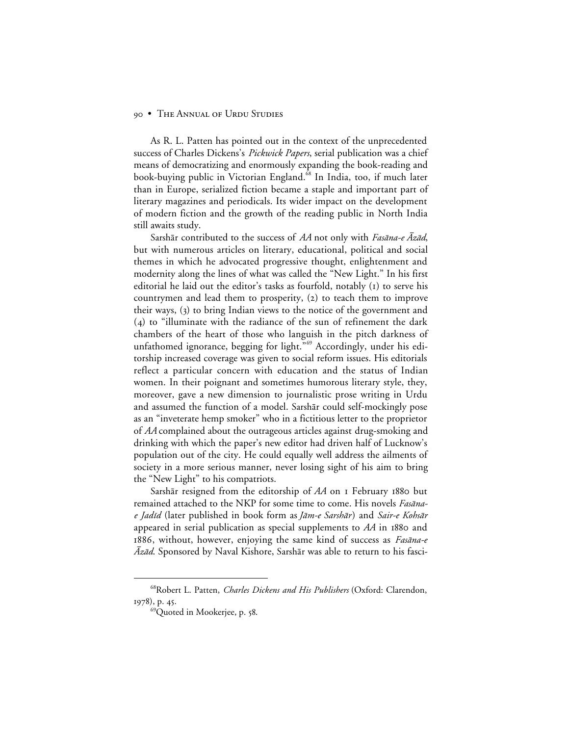As R. L. Patten has pointed out in the context of the unprecedented success of Charles Dickens's *Pickwick Papers*, serial publication was a chief means of democratizing and enormously expanding the book-reading and book-buying public in Victorian England.[68] In India, too, if much later than in Europe, serialized fiction became a staple and important part of literary magazines and periodicals. Its wider impact on the development of modern fiction and the growth of the reading public in North India still awaits study.

Sarshār contributed to the success of *AA* not only with *Fasāna-e Āzād*, but with numerous articles on literary, educational, political and social themes in which he advocated progressive thought, enlightenment and modernity along the lines of what was called the "New Light." In his first editorial he laid out the editor's tasks as fourfold, notably (1) to serve his countrymen and lead them to prosperity, (2) to teach them to improve their ways, (3) to bring Indian views to the notice of the government and (4) to "illuminate with the radiance of the sun of refinement the dark chambers of the heart of those who languish in the pitch darkness of unfathomed ignorance, begging for light."[69] Accordingly, under his editorship increased coverage was given to social reform issues. His editorials reflect a particular concern with education and the status of Indian women. In their poignant and sometimes humorous literary style, they, moreover, gave a new dimension to journalistic prose writing in Urdu and assumed the function of a model. Sarshār could self-mockingly pose as an "inveterate hemp smoker" who in a fictitious letter to the proprietor of *AA* complained about the outrageous articles against drug-smoking and drinking with which the paper's new editor had driven half of Lucknow's population out of the city. He could equally well address the ailments of society in a more serious manner, never losing sight of his aim to bring the "New Light" to his compatriots.

Sarshār resigned from the editorship of *AA* on 1 February 1880 but remained attached to the NKP for some time to come. His novels *Fasāna-e Jadīd* (later published in book form as *Jām-e Sarshār*) and *Sair-e Kohsār* appeared in serial publication as special supplements to *AA* in 1880 and 1886, without, however, enjoying the same kind of success as *Fasāna-e Āzād*. Sponsored by Naval Kishore, Sarshār was able to return to his fasci-

---

[68] Robert L. Patten, *Charles Dickens and His Publishers* (Oxford: Clarendon, 1978), p. 45.

[69] Quoted in Mookerjee, p. 58.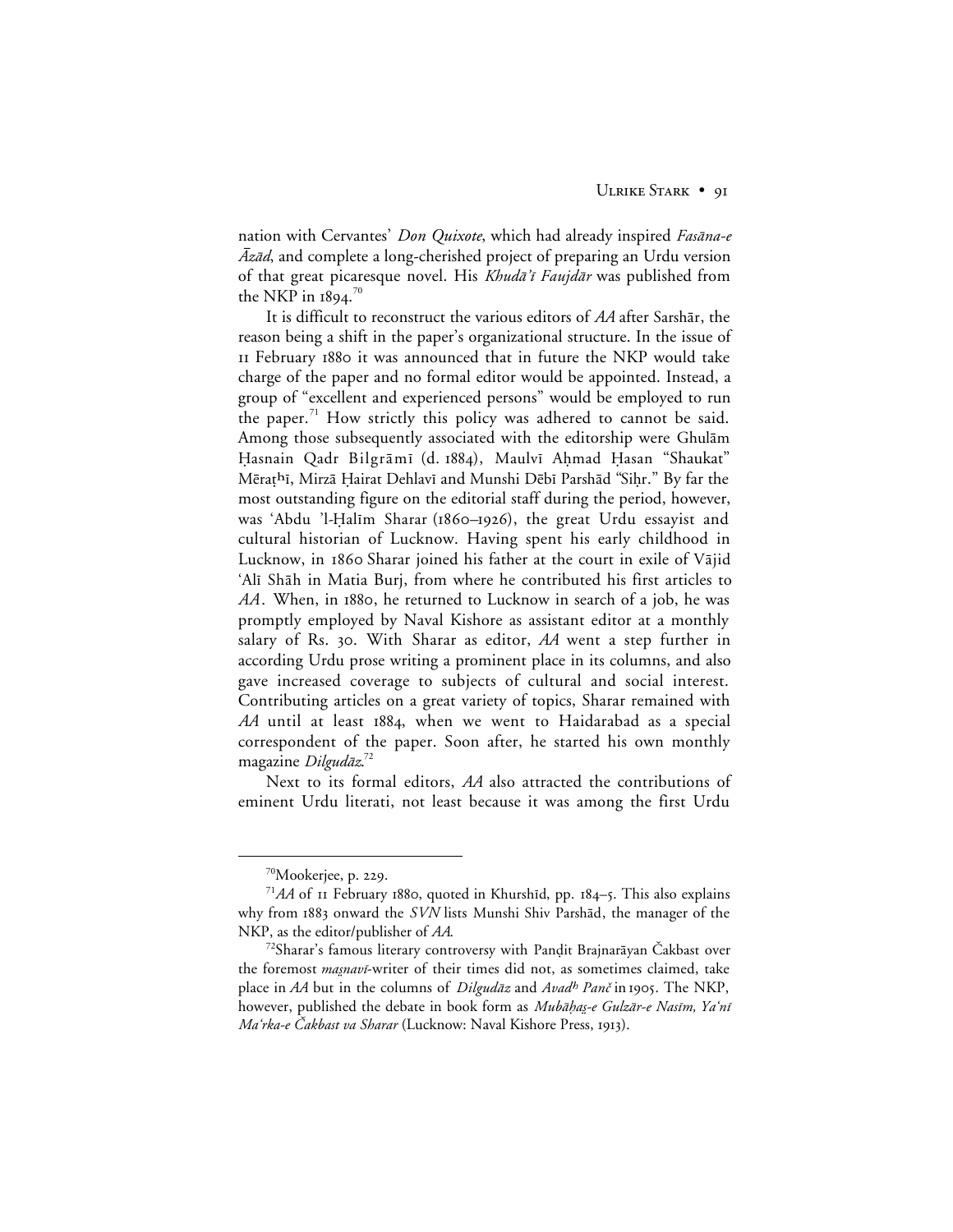nation with Cervantes' *Don Quixote*, which had already inspired *Fasāna-e Āzād*, and complete a long-cherished project of preparing an Urdu version of that great picaresque novel. His *Khudā'ī Faujdār* was published from the NKP in 1894.[70]

It is difficult to reconstruct the various editors of *AA* after Sarshār, the reason being a shift in the paper's organizational structure. In the issue of 11 February 1880 it was announced that in future the NKP would take charge of the paper and no formal editor would be appointed. Instead, a group of "excellent and experienced persons" would be employed to run the paper.[71] How strictly this policy was adhered to cannot be said. Among those subsequently associated with the editorship were Ghulām Ḥasnain Qadr Bilgrāmī (d. 1884), Maulvī Aḥmad Ḥasan "Shaukat" Mēraṭʰī, Mirzā Ḥairat Dehlavī and Munshi Dēbī Parshād "Siḥr." By far the most outstanding figure on the editorial staff during the period, however, was 'Abdu 'l-Ḥalīm Sharar (1860–1926), the great Urdu essayist and cultural historian of Lucknow. Having spent his early childhood in Lucknow, in 1860 Sharar joined his father at the court in exile of Vājid 'Alī Shāh in Matia Burj, from where he contributed his first articles to *AA*. When, in 1880, he returned to Lucknow in search of a job, he was promptly employed by Naval Kishore as assistant editor at a monthly salary of Rs. 30. With Sharar as editor, *AA* went a step further in according Urdu prose writing a prominent place in its columns, and also gave increased coverage to subjects of cultural and social interest. Contributing articles on a great variety of topics, Sharar remained with *AA* until at least 1884, when we went to Haidarabad as a special correspondent of the paper. Soon after, he started his own monthly magazine *Dilgudāz*.[72]

Next to its formal editors, *AA* also attracted the contributions of eminent Urdu literati, not least because it was among the first Urdu

---

[70] Mookerjee, p. 229.

[71] *AA* of 11 February 1880, quoted in Khurshīd, pp. 184–5. This also explains why from 1883 onward the *SVN* lists Munshi Shiv Parshād, the manager of the NKP, as the editor/publisher of *AA*.

[72] Sharar's famous literary controversy with Paṇḍit Brajnarāyan Čakbast over the foremost *maṡnavī*-writer of their times did not, as sometimes claimed, take place in *AA* but in the columns of *Dilgudāz* and *Avadʰ Panč* in 1905. The NKP, however, published the debate in book form as *Mubāḥaṡ-e Gulzār-e Nasīm, Ya'nī Ma'rka-e Čakbast va Sharar* (Lucknow: Naval Kishore Press, 1913).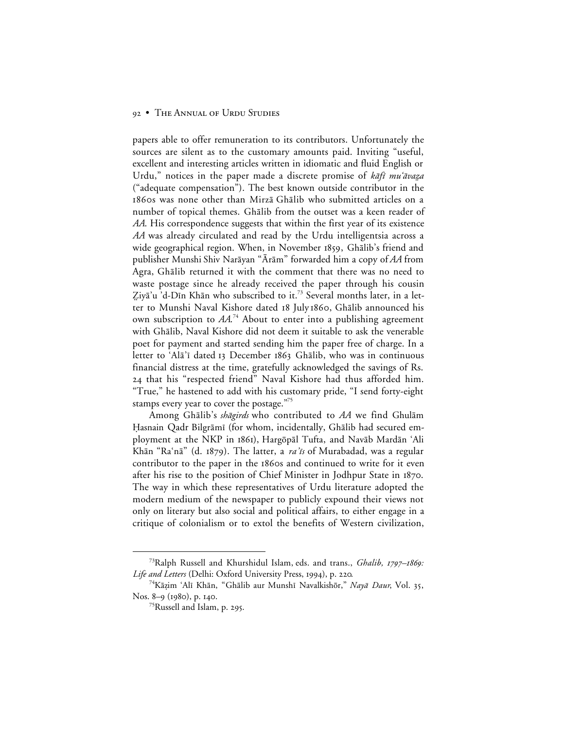papers able to offer remuneration to its contributors. Unfortunately the sources are silent as to the customary amounts paid. Inviting "useful, excellent and interesting articles written in idiomatic and fluid English or Urdu," notices in the paper made a discrete promise of *kāfī mu'āvaẓa* ("adequate compensation"). The best known outside contributor in the 1860s was none other than Mirzā Ghālib who submitted articles on a number of topical themes. Ghālib from the outset was a keen reader of *AA*. His correspondence suggests that within the first year of its existence *AA* was already circulated and read by the Urdu intelligentsia across a wide geographical region. When, in November 1859, Ghālib's friend and publisher Munshi Shiv Narāyan "Ārām" forwarded him a copy of *AA* from Agra, Ghālib returned it with the comment that there was no need to waste postage since he already received the paper through his cousin Ẓiyā'u 'd-Dīn Khān who subscribed to it.[73] Several months later, in a letter to Munshi Naval Kishore dated 18 July 1860, Ghālib announced his own subscription to *AA*.[74] About to enter into a publishing agreement with Ghālib, Naval Kishore did not deem it suitable to ask the venerable poet for payment and started sending him the paper free of charge. In a letter to 'Alā'ī dated 13 December 1863 Ghālib, who was in continuous financial distress at the time, gratefully acknowledged the savings of Rs. 24 that his "respected friend" Naval Kishore had thus afforded him. "True," he hastened to add with his customary pride, "I send forty-eight stamps every year to cover the postage."[75]

Among Ghālib's *shāgirds* who contributed to *AA* we find Ghulām Ḥasnain Qadr Bilgrāmī (for whom, incidentally, Ghālib had secured employment at the NKP in 1861), Hargōpāl Tufta, and Navāb Mardān 'Ali Khān "Ra'nā" (d. 1879). The latter, a *ra'īs* of Murabadad, was a regular contributor to the paper in the 1860s and continued to write for it even after his rise to the position of Chief Minister in Jodhpur State in 1870. The way in which these representatives of Urdu literature adopted the modern medium of the newspaper to publicly expound their views not only on literary but also social and political affairs, to either engage in a critique of colonialism or to extol the benefits of Western civilization,

---

[73] Ralph Russell and Khurshidul Islam, eds. and trans., *Ghalib, 1797–1869: Life and Letters* (Delhi: Oxford University Press, 1994), p. 220.

[74] Kāẓim 'Alī Khān, "Ghālib aur Munshī Navalkishōr," *Nayā Daur*, Vol. 35, Nos. 8–9 (1980), p. 140.

[75] Russell and Islam, p. 295.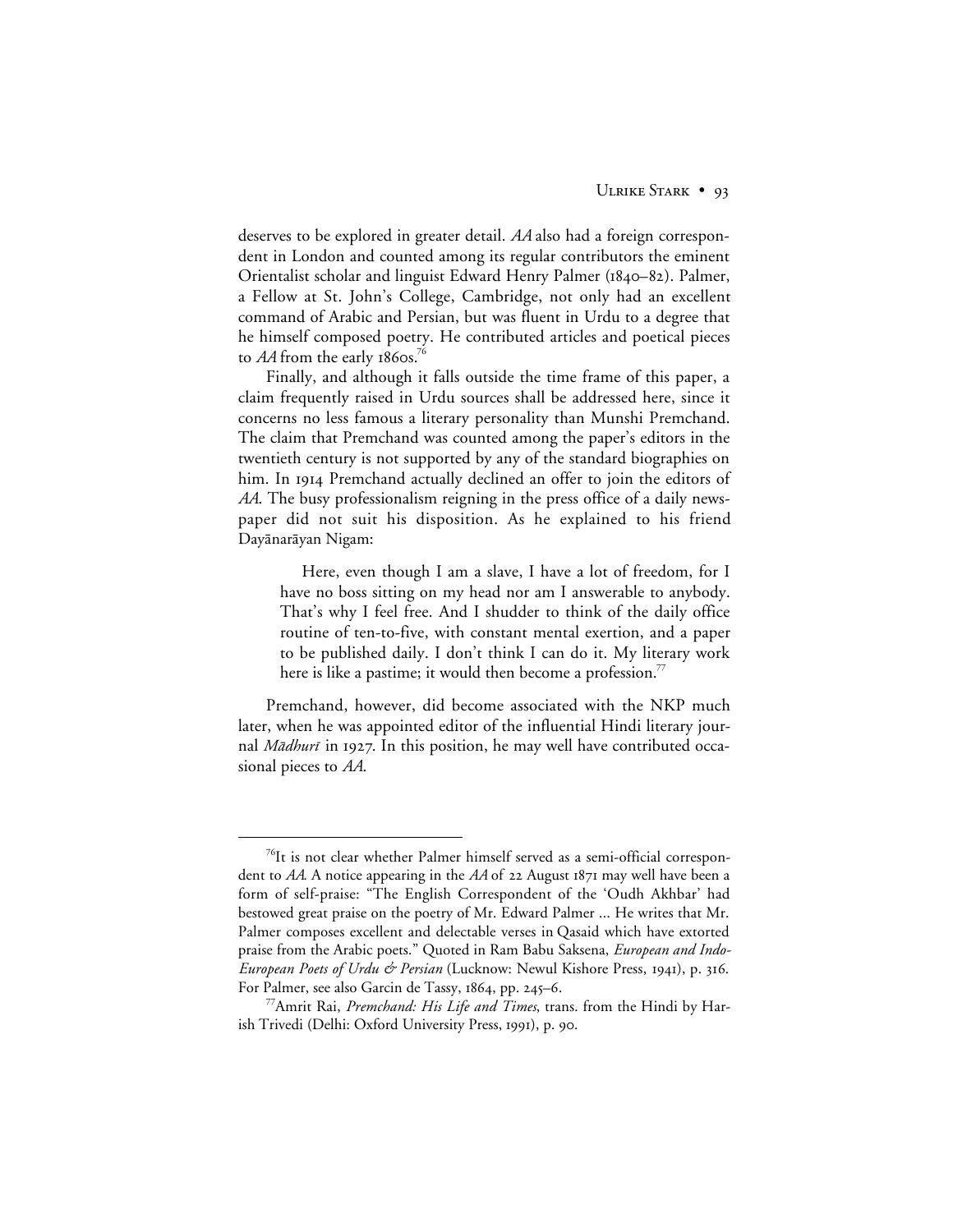deserves to be explored in greater detail. *AA* also had a foreign correspondent in London and counted among its regular contributors the eminent Orientalist scholar and linguist Edward Henry Palmer (1840–82). Palmer, a Fellow at St. John's College, Cambridge, not only had an excellent command of Arabic and Persian, but was fluent in Urdu to a degree that he himself composed poetry. He contributed articles and poetical pieces to *AA* from the early 1860s.[76]

Finally, and although it falls outside the time frame of this paper, a claim frequently raised in Urdu sources shall be addressed here, since it concerns no less famous a literary personality than Munshi Premchand. The claim that Premchand was counted among the paper's editors in the twentieth century is not supported by any of the standard biographies on him. In 1914 Premchand actually declined an offer to join the editors of *AA*. The busy professionalism reigning in the press office of a daily newspaper did not suit his disposition. As he explained to his friend Dayānarāyan Nigam:

> Here, even though I am a slave, I have a lot of freedom, for I have no boss sitting on my head nor am I answerable to anybody. That's why I feel free. And I shudder to think of the daily office routine of ten-to-five, with constant mental exertion, and a paper to be published daily. I don't think I can do it. My literary work here is like a pastime; it would then become a profession.[77]

Premchand, however, did become associated with the NKP much later, when he was appointed editor of the influential Hindi literary journal *Mādhurī* in 1927. In this position, he may well have contributed occasional pieces to *AA*.

---

[76]It is not clear whether Palmer himself served as a semi-official correspondent to *AA*. A notice appearing in the *AA* of 22 August 1871 may well have been a form of self-praise: "The English Correspondent of the 'Oudh Akhbar' had bestowed great praise on the poetry of Mr. Edward Palmer ... He writes that Mr. Palmer composes excellent and delectable verses in Qasaid which have extorted praise from the Arabic poets." Quoted in Ram Babu Saksena, *European and Indo-European Poets of Urdu & Persian* (Lucknow: Newul Kishore Press, 1941), p. 316. For Palmer, see also Garcin de Tassy, 1864, pp. 245–6.

[77]Amrit Rai, *Premchand: His Life and Times*, trans. from the Hindi by Harish Trivedi (Delhi: Oxford University Press, 1991), p. 90.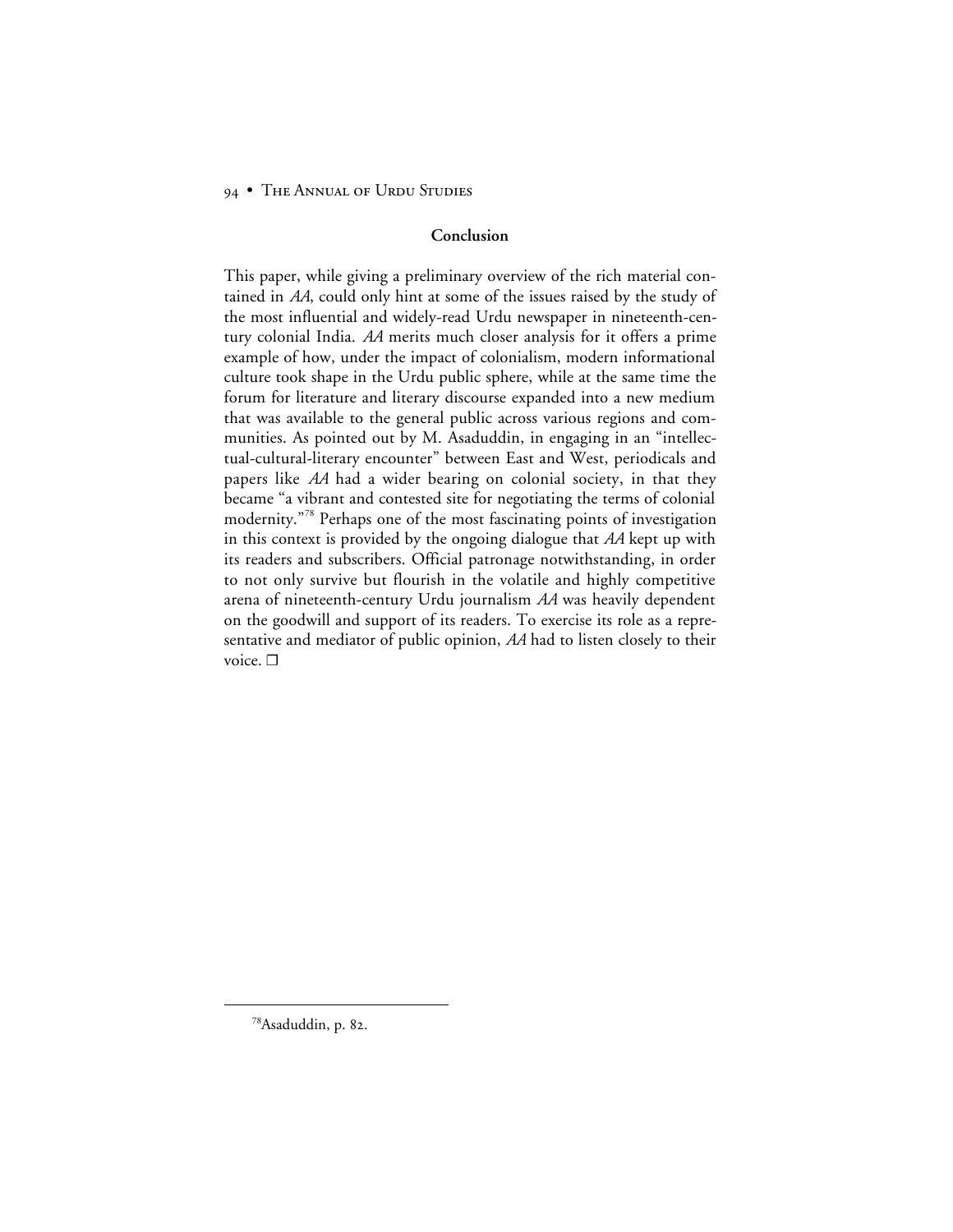## Conclusion

This paper, while giving a preliminary overview of the rich material contained in *AA*, could only hint at some of the issues raised by the study of the most influential and widely-read Urdu newspaper in nineteenth-century colonial India. *AA* merits much closer analysis for it offers a prime example of how, under the impact of colonialism, modern informational culture took shape in the Urdu public sphere, while at the same time the forum for literature and literary discourse expanded into a new medium that was available to the general public across various regions and communities. As pointed out by M. Asaduddin, in engaging in an "intellectual-cultural-literary encounter" between East and West, periodicals and papers like *AA* had a wider bearing on colonial society, in that they became "a vibrant and contested site for negotiating the terms of colonial modernity."[78] Perhaps one of the most fascinating points of investigation in this context is provided by the ongoing dialogue that *AA* kept up with its readers and subscribers. Official patronage notwithstanding, in order to not only survive but flourish in the volatile and highly competitive arena of nineteenth-century Urdu journalism *AA* was heavily dependent on the goodwill and support of its readers. To exercise its role as a representative and mediator of public opinion, *AA* had to listen closely to their voice. ❐

[78]Asaduddin, p. 82.